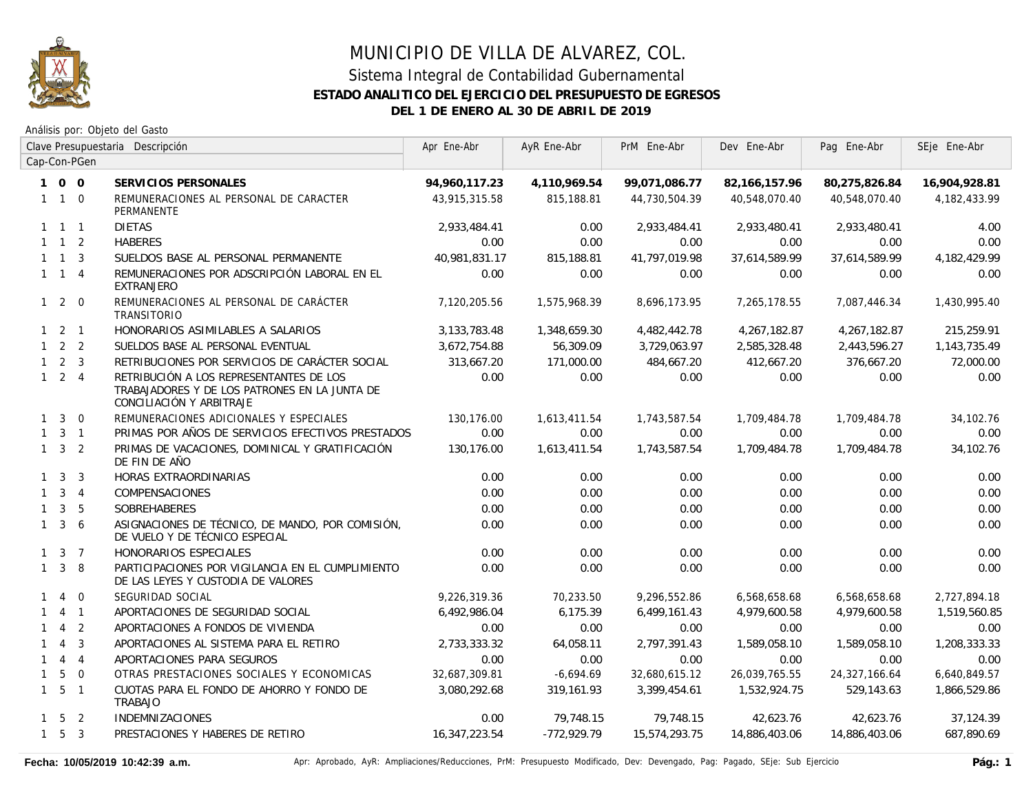# MUNICIPIO DE VILLA DE ALVAREZ, COL.

## Sistema Integral de Contabilidad Gubernamental

### ESTADO ANALITICO DEL EJERCICIO DEL PRESUPUESTO DE EGRESOS

### DEL 1 DE ENERO AL 30 DE ABRIL DE 2019

Análisis por: Objeto del Gasto

| Clave Presupuestaria Cap-Con-PGen | Descripción | Apr Ene-Abr | AyR Ene-Abr | PrM Ene-Abr | Dev Ene-Abr | Pag Ene-Abr | SEje Ene-Abr |
|---|---|---|---|---|---|---|---|
| **1 0 0** | **SERVICIOS PERSONALES** | **94,960,117.23** | **4,110,969.54** | **99,071,086.77** | **82,166,157.96** | **80,275,826.84** | **16,904,928.81** |
| 1 1 0 | REMUNERACIONES AL PERSONAL DE CARACTER PERMANENTE | 43,915,315.58 | 815,188.81 | 44,730,504.39 | 40,548,070.40 | 40,548,070.40 | 4,182,433.99 |
| 1 1 1 | DIETAS | 2,933,484.41 | 0.00 | 2,933,484.41 | 2,933,480.41 | 2,933,480.41 | 4.00 |
| 1 1 2 | HABERES | 0.00 | 0.00 | 0.00 | 0.00 | 0.00 | 0.00 |
| 1 1 3 | SUELDOS BASE AL PERSONAL PERMANENTE | 40,981,831.17 | 815,188.81 | 41,797,019.98 | 37,614,589.99 | 37,614,589.99 | 4,182,429.99 |
| 1 1 4 | REMUNERACIONES POR ADSCRIPCIÓN LABORAL EN EL EXTRANJERO | 0.00 | 0.00 | 0.00 | 0.00 | 0.00 | 0.00 |
| 1 2 0 | REMUNERACIONES AL PERSONAL DE CARÁCTER TRANSITORIO | 7,120,205.56 | 1,575,968.39 | 8,696,173.95 | 7,265,178.55 | 7,087,446.34 | 1,430,995.40 |
| 1 2 1 | HONORARIOS ASIMILABLES A SALARIOS | 3,133,783.48 | 1,348,659.30 | 4,482,442.78 | 4,267,182.87 | 4,267,182.87 | 215,259.91 |
| 1 2 2 | SUELDOS BASE AL PERSONAL EVENTUAL | 3,672,754.88 | 56,309.09 | 3,729,063.97 | 2,585,328.48 | 2,443,596.27 | 1,143,735.49 |
| 1 2 3 | RETRIBUCIONES POR SERVICIOS DE CARÁCTER SOCIAL | 313,667.20 | 171,000.00 | 484,667.20 | 412,667.20 | 376,667.20 | 72,000.00 |
| 1 2 4 | RETRIBUCIÓN A LOS REPRESENTANTES DE LOS TRABAJADORES Y DE LOS PATRONES EN LA JUNTA DE CONCILIACIÓN Y ARBITRAJE | 0.00 | 0.00 | 0.00 | 0.00 | 0.00 | 0.00 |
| 1 3 0 | REMUNERACIONES ADICIONALES Y ESPECIALES | 130,176.00 | 1,613,411.54 | 1,743,587.54 | 1,709,484.78 | 1,709,484.78 | 34,102.76 |
| 1 3 1 | PRIMAS POR AÑOS DE SERVICIOS EFECTIVOS PRESTADOS | 0.00 | 0.00 | 0.00 | 0.00 | 0.00 | 0.00 |
| 1 3 2 | PRIMAS DE VACACIONES, DOMINICAL Y GRATIFICACIÓN DE FIN DE AÑO | 130,176.00 | 1,613,411.54 | 1,743,587.54 | 1,709,484.78 | 1,709,484.78 | 34,102.76 |
| 1 3 3 | HORAS EXTRAORDINARIAS | 0.00 | 0.00 | 0.00 | 0.00 | 0.00 | 0.00 |
| 1 3 4 | COMPENSACIONES | 0.00 | 0.00 | 0.00 | 0.00 | 0.00 | 0.00 |
| 1 3 5 | SOBREHABERES | 0.00 | 0.00 | 0.00 | 0.00 | 0.00 | 0.00 |
| 1 3 6 | ASIGNACIONES DE TÉCNICO, DE MANDO, POR COMISIÓN, DE VUELO Y DE TÉCNICO ESPECIAL | 0.00 | 0.00 | 0.00 | 0.00 | 0.00 | 0.00 |
| 1 3 7 | HONORARIOS ESPECIALES | 0.00 | 0.00 | 0.00 | 0.00 | 0.00 | 0.00 |
| 1 3 8 | PARTICIPACIONES POR VIGILANCIA EN EL CUMPLIMIENTO DE LAS LEYES Y CUSTODIA DE VALORES | 0.00 | 0.00 | 0.00 | 0.00 | 0.00 | 0.00 |
| 1 4 0 | SEGURIDAD SOCIAL | 9,226,319.36 | 70,233.50 | 9,296,552.86 | 6,568,658.68 | 6,568,658.68 | 2,727,894.18 |
| 1 4 1 | APORTACIONES DE SEGURIDAD SOCIAL | 6,492,986.04 | 6,175.39 | 6,499,161.43 | 4,979,600.58 | 4,979,600.58 | 1,519,560.85 |
| 1 4 2 | APORTACIONES A FONDOS DE VIVIENDA | 0.00 | 0.00 | 0.00 | 0.00 | 0.00 | 0.00 |
| 1 4 3 | APORTACIONES AL SISTEMA PARA EL RETIRO | 2,733,333.32 | 64,058.11 | 2,797,391.43 | 1,589,058.10 | 1,589,058.10 | 1,208,333.33 |
| 1 4 4 | APORTACIONES PARA SEGUROS | 0.00 | 0.00 | 0.00 | 0.00 | 0.00 | 0.00 |
| 1 5 0 | OTRAS PRESTACIONES SOCIALES Y ECONOMICAS | 32,687,309.81 | -6,694.69 | 32,680,615.12 | 26,039,765.55 | 24,327,166.64 | 6,640,849.57 |
| 1 5 1 | CUOTAS PARA EL FONDO DE AHORRO Y FONDO DE TRABAJO | 3,080,292.68 | 319,161.93 | 3,399,454.61 | 1,532,924.75 | 529,143.63 | 1,866,529.86 |
| 1 5 2 | INDEMNIZACIONES | 0.00 | 79,748.15 | 79,748.15 | 42,623.76 | 42,623.76 | 37,124.39 |
| 1 5 3 | PRESTACIONES Y HABERES DE RETIRO | 16,347,223.54 | -772,929.79 | 15,574,293.75 | 14,886,403.06 | 14,886,403.06 | 687,890.69 |

Fecha: 10/05/2019 10:42:39 a.m.

Apr: Aprobado, AyR: Ampliaciones/Reducciones, PrM: Presupuesto Modificado, Dev: Devengado, Pag: Pagado, SEje: Sub Ejercicio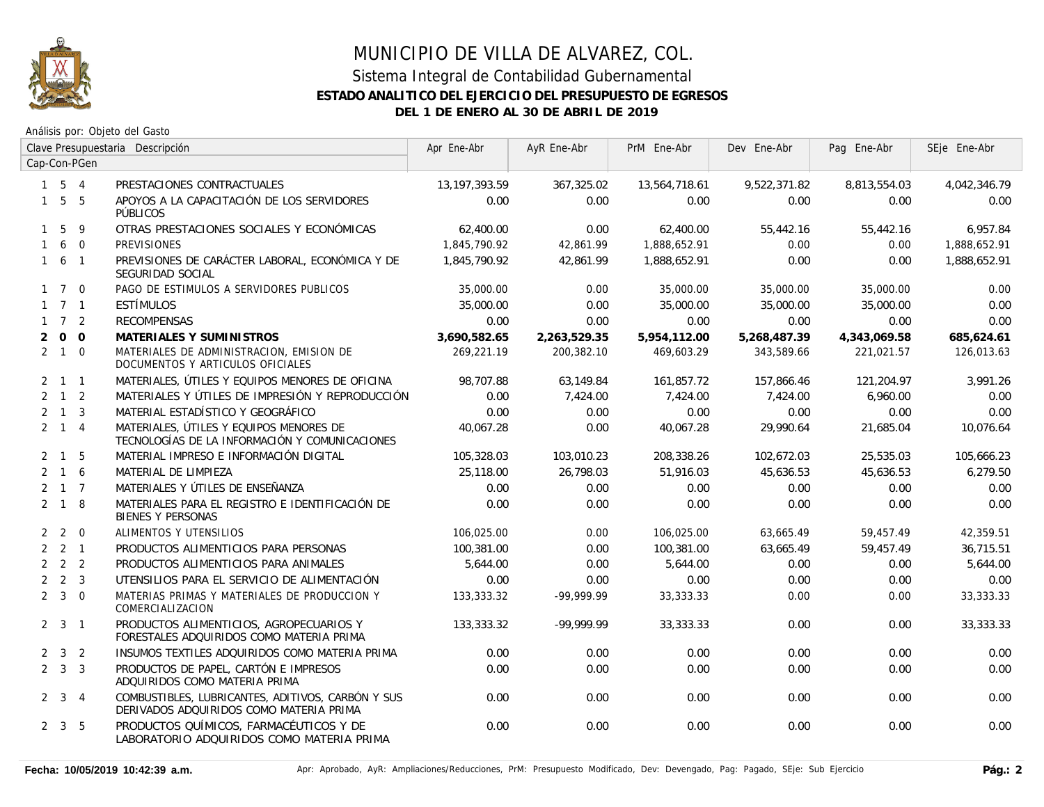# MUNICIPIO DE VILLA DE ALVAREZ, COL.

## Sistema Integral de Contabilidad Gubernamental

### ESTADO ANALITICO DEL EJERCICIO DEL PRESUPUESTO DE EGRESOS

### DEL 1 DE ENERO AL 30 DE ABRIL DE 2019

Análisis por: Objeto del Gasto

| Clave Presupuestaria Cap-Con-PGen | Descripción | Apr Ene-Abr | AyR Ene-Abr | PrM Ene-Abr | Dev Ene-Abr | Pag Ene-Abr | SEje Ene-Abr |
|---|---|---|---|---|---|---|---|
| 1 5 4 | PRESTACIONES CONTRACTUALES | 13,197,393.59 | 367,325.02 | 13,564,718.61 | 9,522,371.82 | 8,813,554.03 | 4,042,346.79 |
| 1 5 5 | APOYOS A LA CAPACITACIÓN DE LOS SERVIDORES PÚBLICOS | 0.00 | 0.00 | 0.00 | 0.00 | 0.00 | 0.00 |
| 1 5 9 | OTRAS PRESTACIONES SOCIALES Y ECONÓMICAS | 62,400.00 | 0.00 | 62,400.00 | 55,442.16 | 55,442.16 | 6,957.84 |
| 1 6 0 | PREVISIONES | 1,845,790.92 | 42,861.99 | 1,888,652.91 | 0.00 | 0.00 | 1,888,652.91 |
| 1 6 1 | PREVISIONES DE CARÁCTER LABORAL, ECONÓMICA Y DE SEGURIDAD SOCIAL | 1,845,790.92 | 42,861.99 | 1,888,652.91 | 0.00 | 0.00 | 1,888,652.91 |
| 1 7 0 | PAGO DE ESTIMULOS A SERVIDORES PUBLICOS | 35,000.00 | 0.00 | 35,000.00 | 35,000.00 | 35,000.00 | 0.00 |
| 1 7 1 | ESTÍMULOS | 35,000.00 | 0.00 | 35,000.00 | 35,000.00 | 35,000.00 | 0.00 |
| 1 7 2 | RECOMPENSAS | 0.00 | 0.00 | 0.00 | 0.00 | 0.00 | 0.00 |
| **2 0 0** | **MATERIALES Y SUMINISTROS** | **3,690,582.65** | **2,263,529.35** | **5,954,112.00** | **5,268,487.39** | **4,343,069.58** | **685,624.61** |
| 2 1 0 | MATERIALES DE ADMINISTRACION, EMISION DE DOCUMENTOS Y ARTICULOS OFICIALES | 269,221.19 | 200,382.10 | 469,603.29 | 343,589.66 | 221,021.57 | 126,013.63 |
| 2 1 1 | MATERIALES, ÚTILES Y EQUIPOS MENORES DE OFICINA | 98,707.88 | 63,149.84 | 161,857.72 | 157,866.46 | 121,204.97 | 3,991.26 |
| 2 1 2 | MATERIALES Y ÚTILES DE IMPRESIÓN Y REPRODUCCIÓN | 0.00 | 7,424.00 | 7,424.00 | 7,424.00 | 6,960.00 | 0.00 |
| 2 1 3 | MATERIAL ESTADÍSTICO Y GEOGRÁFICO | 0.00 | 0.00 | 0.00 | 0.00 | 0.00 | 0.00 |
| 2 1 4 | MATERIALES, ÚTILES Y EQUIPOS MENORES DE TECNOLOGÍAS DE LA INFORMACIÓN Y COMUNICACIONES | 40,067.28 | 0.00 | 40,067.28 | 29,990.64 | 21,685.04 | 10,076.64 |
| 2 1 5 | MATERIAL IMPRESO E INFORMACIÓN DIGITAL | 105,328.03 | 103,010.23 | 208,338.26 | 102,672.03 | 25,535.03 | 105,666.23 |
| 2 1 6 | MATERIAL DE LIMPIEZA | 25,118.00 | 26,798.03 | 51,916.03 | 45,636.53 | 45,636.53 | 6,279.50 |
| 2 1 7 | MATERIALES Y ÚTILES DE ENSEÑANZA | 0.00 | 0.00 | 0.00 | 0.00 | 0.00 | 0.00 |
| 2 1 8 | MATERIALES PARA EL REGISTRO E IDENTIFICACIÓN DE BIENES Y PERSONAS | 0.00 | 0.00 | 0.00 | 0.00 | 0.00 | 0.00 |
| 2 2 0 | ALIMENTOS Y UTENSILIOS | 106,025.00 | 0.00 | 106,025.00 | 63,665.49 | 59,457.49 | 42,359.51 |
| 2 2 1 | PRODUCTOS ALIMENTICIOS PARA PERSONAS | 100,381.00 | 0.00 | 100,381.00 | 63,665.49 | 59,457.49 | 36,715.51 |
| 2 2 2 | PRODUCTOS ALIMENTICIOS PARA ANIMALES | 5,644.00 | 0.00 | 5,644.00 | 0.00 | 0.00 | 5,644.00 |
| 2 2 3 | UTENSILIOS PARA EL SERVICIO DE ALIMENTACIÓN | 0.00 | 0.00 | 0.00 | 0.00 | 0.00 | 0.00 |
| 2 3 0 | MATERIAS PRIMAS Y MATERIALES DE PRODUCCION Y COMERCIALIZACION | 133,333.32 | -99,999.99 | 33,333.33 | 0.00 | 0.00 | 33,333.33 |
| 2 3 1 | PRODUCTOS ALIMENTICIOS, AGROPECUARIOS Y FORESTALES ADQUIRIDOS COMO MATERIA PRIMA | 133,333.32 | -99,999.99 | 33,333.33 | 0.00 | 0.00 | 33,333.33 |
| 2 3 2 | INSUMOS TEXTILES ADQUIRIDOS COMO MATERIA PRIMA | 0.00 | 0.00 | 0.00 | 0.00 | 0.00 | 0.00 |
| 2 3 3 | PRODUCTOS DE PAPEL, CARTÓN E IMPRESOS ADQUIRIDOS COMO MATERIA PRIMA | 0.00 | 0.00 | 0.00 | 0.00 | 0.00 | 0.00 |
| 2 3 4 | COMBUSTIBLES, LUBRICANTES, ADITIVOS, CARBÓN Y SUS DERIVADOS ADQUIRIDOS COMO MATERIA PRIMA | 0.00 | 0.00 | 0.00 | 0.00 | 0.00 | 0.00 |
| 2 3 5 | PRODUCTOS QUÍMICOS, FARMACÉUTICOS Y DE LABORATORIO ADQUIRIDOS COMO MATERIA PRIMA | 0.00 | 0.00 | 0.00 | 0.00 | 0.00 | 0.00 |

**Fecha: 10/05/2019 10:42:39 a.m.** Apr: Aprobado, AyR: Ampliaciones/Reducciones, PrM: Presupuesto Modificado, Dev: Devengado, Pag: Pagado, SEje: Sub Ejercicio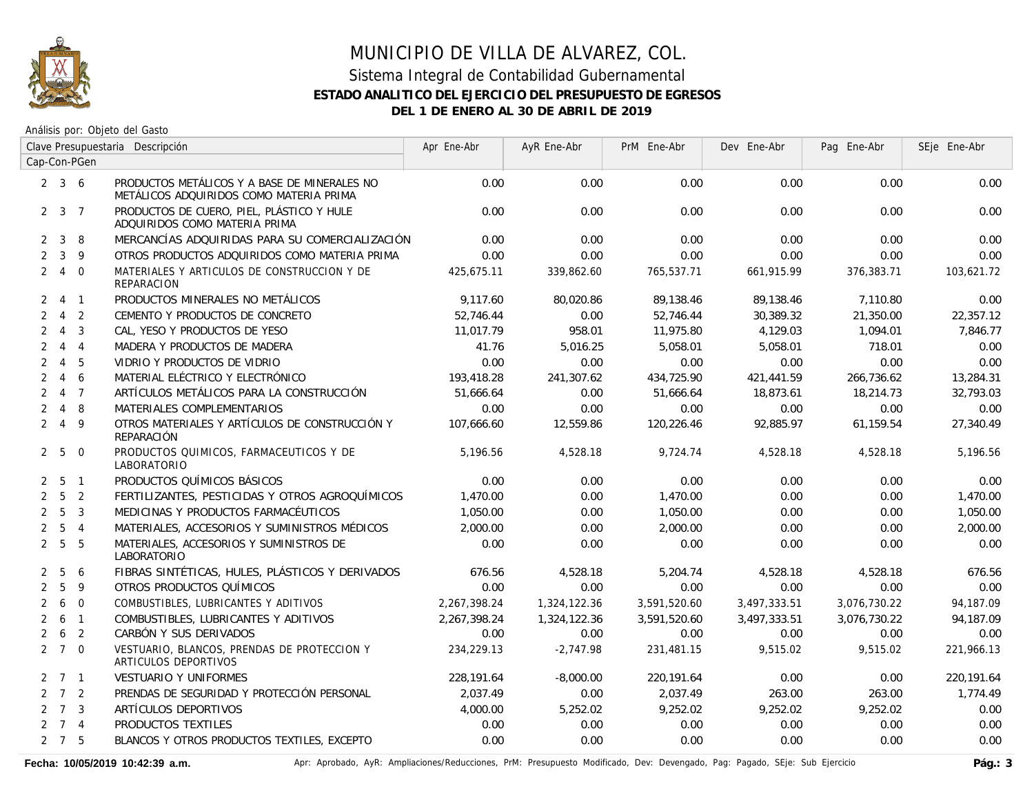# MUNICIPIO DE VILLA DE ALVAREZ, COL.

## Sistema Integral de Contabilidad Gubernamental

### ESTADO ANALITICO DEL EJERCICIO DEL PRESUPUESTO DE EGRESOS

### DEL 1 DE ENERO AL 30 DE ABRIL DE 2019

Análisis por: Objeto del Gasto

| Clave Presupuestaria Cap-Con-PGen | Descripción | Apr Ene-Abr | AyR Ene-Abr | PrM Ene-Abr | Dev Ene-Abr | Pag Ene-Abr | SEje Ene-Abr |
|---|---|---|---|---|---|---|---|
| 2 3 6 | PRODUCTOS METÁLICOS Y A BASE DE MINERALES NO METÁLICOS ADQUIRIDOS COMO MATERIA PRIMA | 0.00 | 0.00 | 0.00 | 0.00 | 0.00 | 0.00 |
| 2 3 7 | PRODUCTOS DE CUERO, PIEL, PLÁSTICO Y HULE ADQUIRIDOS COMO MATERIA PRIMA | 0.00 | 0.00 | 0.00 | 0.00 | 0.00 | 0.00 |
| 2 3 8 | MERCANCÍAS ADQUIRIDAS PARA SU COMERCIALIZACIÓN | 0.00 | 0.00 | 0.00 | 0.00 | 0.00 | 0.00 |
| 2 3 9 | OTROS PRODUCTOS ADQUIRIDOS COMO MATERIA PRIMA | 0.00 | 0.00 | 0.00 | 0.00 | 0.00 | 0.00 |
| 2 4 0 | MATERIALES Y ARTICULOS DE CONSTRUCCION Y DE REPARACION | 425,675.11 | 339,862.60 | 765,537.71 | 661,915.99 | 376,383.71 | 103,621.72 |
| 2 4 1 | PRODUCTOS MINERALES NO METÁLICOS | 9,117.60 | 80,020.86 | 89,138.46 | 89,138.46 | 7,110.80 | 0.00 |
| 2 4 2 | CEMENTO Y PRODUCTOS DE CONCRETO | 52,746.44 | 0.00 | 52,746.44 | 30,389.32 | 21,350.00 | 22,357.12 |
| 2 4 3 | CAL, YESO Y PRODUCTOS DE YESO | 11,017.79 | 958.01 | 11,975.80 | 4,129.03 | 1,094.01 | 7,846.77 |
| 2 4 4 | MADERA Y PRODUCTOS DE MADERA | 41.76 | 5,016.25 | 5,058.01 | 5,058.01 | 718.01 | 0.00 |
| 2 4 5 | VIDRIO Y PRODUCTOS DE VIDRIO | 0.00 | 0.00 | 0.00 | 0.00 | 0.00 | 0.00 |
| 2 4 6 | MATERIAL ELÉCTRICO Y ELECTRÓNICO | 193,418.28 | 241,307.62 | 434,725.90 | 421,441.59 | 266,736.62 | 13,284.31 |
| 2 4 7 | ARTÍCULOS METÁLICOS PARA LA CONSTRUCCIÓN | 51,666.64 | 0.00 | 51,666.64 | 18,873.61 | 18,214.73 | 32,793.03 |
| 2 4 8 | MATERIALES COMPLEMENTARIOS | 0.00 | 0.00 | 0.00 | 0.00 | 0.00 | 0.00 |
| 2 4 9 | OTROS MATERIALES Y ARTÍCULOS DE CONSTRUCCIÓN Y REPARACIÓN | 107,666.60 | 12,559.86 | 120,226.46 | 92,885.97 | 61,159.54 | 27,340.49 |
| 2 5 0 | PRODUCTOS QUIMICOS, FARMACEUTICOS Y DE LABORATORIO | 5,196.56 | 4,528.18 | 9,724.74 | 4,528.18 | 4,528.18 | 5,196.56 |
| 2 5 1 | PRODUCTOS QUÍMICOS BÁSICOS | 0.00 | 0.00 | 0.00 | 0.00 | 0.00 | 0.00 |
| 2 5 2 | FERTILIZANTES, PESTICIDAS Y OTROS AGROQUÍMICOS | 1,470.00 | 0.00 | 1,470.00 | 0.00 | 0.00 | 1,470.00 |
| 2 5 3 | MEDICINAS Y PRODUCTOS FARMACÉUTICOS | 1,050.00 | 0.00 | 1,050.00 | 0.00 | 0.00 | 1,050.00 |
| 2 5 4 | MATERIALES, ACCESORIOS Y SUMINISTROS MÉDICOS | 2,000.00 | 0.00 | 2,000.00 | 0.00 | 0.00 | 2,000.00 |
| 2 5 5 | MATERIALES, ACCESORIOS Y SUMINISTROS DE LABORATORIO | 0.00 | 0.00 | 0.00 | 0.00 | 0.00 | 0.00 |
| 2 5 6 | FIBRAS SINTÉTICAS, HULES, PLÁSTICOS Y DERIVADOS | 676.56 | 4,528.18 | 5,204.74 | 4,528.18 | 4,528.18 | 676.56 |
| 2 5 9 | OTROS PRODUCTOS QUÍMICOS | 0.00 | 0.00 | 0.00 | 0.00 | 0.00 | 0.00 |
| 2 6 0 | COMBUSTIBLES, LUBRICANTES Y ADITIVOS | 2,267,398.24 | 1,324,122.36 | 3,591,520.60 | 3,497,333.51 | 3,076,730.22 | 94,187.09 |
| 2 6 1 | COMBUSTIBLES, LUBRICANTES Y ADITIVOS | 2,267,398.24 | 1,324,122.36 | 3,591,520.60 | 3,497,333.51 | 3,076,730.22 | 94,187.09 |
| 2 6 2 | CARBÓN Y SUS DERIVADOS | 0.00 | 0.00 | 0.00 | 0.00 | 0.00 | 0.00 |
| 2 7 0 | VESTUARIO, BLANCOS, PRENDAS DE PROTECCION Y ARTICULOS DEPORTIVOS | 234,229.13 | -2,747.98 | 231,481.15 | 9,515.02 | 9,515.02 | 221,966.13 |
| 2 7 1 | VESTUARIO Y UNIFORMES | 228,191.64 | -8,000.00 | 220,191.64 | 0.00 | 0.00 | 220,191.64 |
| 2 7 2 | PRENDAS DE SEGURIDAD Y PROTECCIÓN PERSONAL | 2,037.49 | 0.00 | 2,037.49 | 263.00 | 263.00 | 1,774.49 |
| 2 7 3 | ARTÍCULOS DEPORTIVOS | 4,000.00 | 5,252.02 | 9,252.02 | 9,252.02 | 9,252.02 | 0.00 |
| 2 7 4 | PRODUCTOS TEXTILES | 0.00 | 0.00 | 0.00 | 0.00 | 0.00 | 0.00 |
| 2 7 5 | BLANCOS Y OTROS PRODUCTOS TEXTILES, EXCEPTO | 0.00 | 0.00 | 0.00 | 0.00 | 0.00 | 0.00 |

Fecha: 10/05/2019 10:42:39 a.m.

Apr: Aprobado, AyR: Ampliaciones/Reducciones, PrM: Presupuesto Modificado, Dev: Devengado, Pag: Pagado, SEje: Sub Ejercicio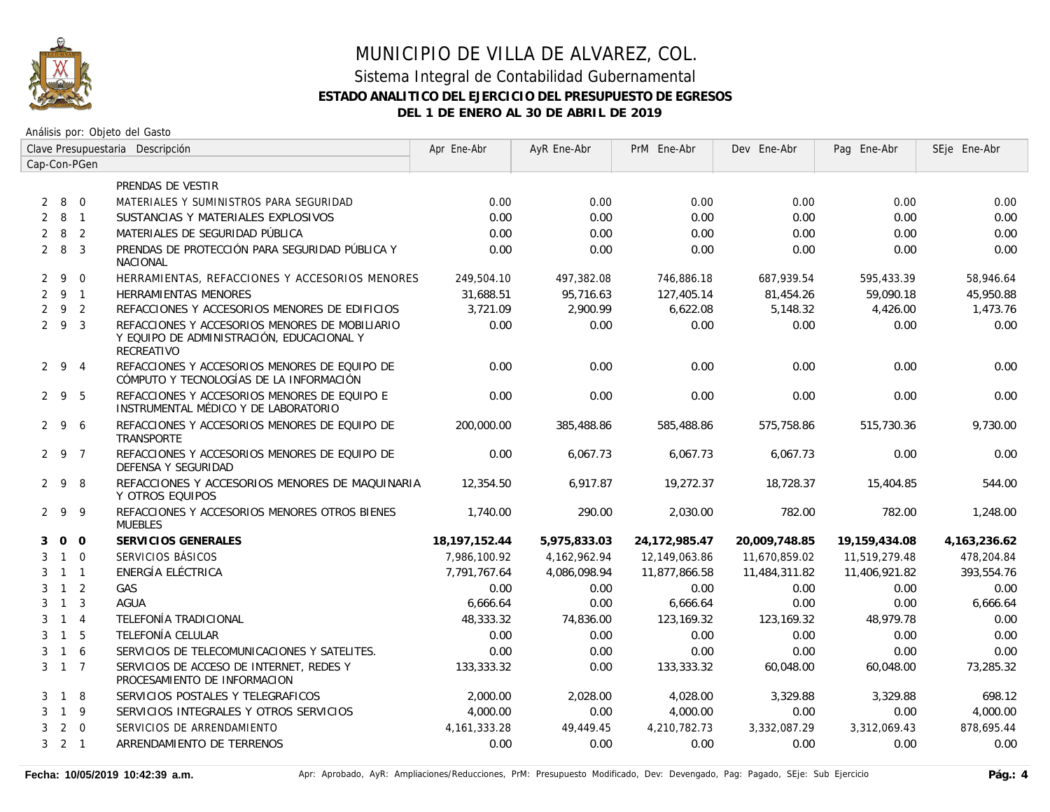# MUNICIPIO DE VILLA DE ALVAREZ, COL.

## Sistema Integral de Contabilidad Gubernamental

### ESTADO ANALITICO DEL EJERCICIO DEL PRESUPUESTO DE EGRESOS

### DEL 1 DE ENERO AL 30 DE ABRIL DE 2019

Análisis por: Objeto del Gasto

| Clave Presupuestaria Cap-Con-PGen | Descripción | Apr Ene-Abr | AyR Ene-Abr | PrM Ene-Abr | Dev Ene-Abr | Pag Ene-Abr | SEje Ene-Abr |
|---|---|---|---|---|---|---|---|
| | PRENDAS DE VESTIR | | | | | | |
| 2 8 0 | MATERIALES Y SUMINISTROS PARA SEGURIDAD | 0.00 | 0.00 | 0.00 | 0.00 | 0.00 | 0.00 |
| 2 8 1 | SUSTANCIAS Y MATERIALES EXPLOSIVOS | 0.00 | 0.00 | 0.00 | 0.00 | 0.00 | 0.00 |
| 2 8 2 | MATERIALES DE SEGURIDAD PÚBLICA | 0.00 | 0.00 | 0.00 | 0.00 | 0.00 | 0.00 |
| 2 8 3 | PRENDAS DE PROTECCIÓN PARA SEGURIDAD PÚBLICA Y NACIONAL | 0.00 | 0.00 | 0.00 | 0.00 | 0.00 | 0.00 |
| 2 9 0 | HERRAMIENTAS, REFACCIONES Y ACCESORIOS MENORES | 249,504.10 | 497,382.08 | 746,886.18 | 687,939.54 | 595,433.39 | 58,946.64 |
| 2 9 1 | HERRAMIENTAS MENORES | 31,688.51 | 95,716.63 | 127,405.14 | 81,454.26 | 59,090.18 | 45,950.88 |
| 2 9 2 | REFACCIONES Y ACCESORIOS MENORES DE EDIFICIOS | 3,721.09 | 2,900.99 | 6,622.08 | 5,148.32 | 4,426.00 | 1,473.76 |
| 2 9 3 | REFACCIONES Y ACCESORIOS MENORES DE MOBILIARIO Y EQUIPO DE ADMINISTRACIÓN, EDUCACIONAL Y RECREATIVO | 0.00 | 0.00 | 0.00 | 0.00 | 0.00 | 0.00 |
| 2 9 4 | REFACCIONES Y ACCESORIOS MENORES DE EQUIPO DE CÓMPUTO Y TECNOLOGÍAS DE LA INFORMACIÓN | 0.00 | 0.00 | 0.00 | 0.00 | 0.00 | 0.00 |
| 2 9 5 | REFACCIONES Y ACCESORIOS MENORES DE EQUIPO E INSTRUMENTAL MÉDICO Y DE LABORATORIO | 0.00 | 0.00 | 0.00 | 0.00 | 0.00 | 0.00 |
| 2 9 6 | REFACCIONES Y ACCESORIOS MENORES DE EQUIPO DE TRANSPORTE | 200,000.00 | 385,488.86 | 585,488.86 | 575,758.86 | 515,730.36 | 9,730.00 |
| 2 9 7 | REFACCIONES Y ACCESORIOS MENORES DE EQUIPO DE DEFENSA Y SEGURIDAD | 0.00 | 6,067.73 | 6,067.73 | 6,067.73 | 0.00 | 0.00 |
| 2 9 8 | REFACCIONES Y ACCESORIOS MENORES DE MAQUINARIA Y OTROS EQUIPOS | 12,354.50 | 6,917.87 | 19,272.37 | 18,728.37 | 15,404.85 | 544.00 |
| 2 9 9 | REFACCIONES Y ACCESORIOS MENORES OTROS BIENES MUEBLES | 1,740.00 | 290.00 | 2,030.00 | 782.00 | 782.00 | 1,248.00 |
| **3 0 0** | **SERVICIOS GENERALES** | **18,197,152.44** | **5,975,833.03** | **24,172,985.47** | **20,009,748.85** | **19,159,434.08** | **4,163,236.62** |
| 3 1 0 | SERVICIOS BÁSICOS | 7,986,100.92 | 4,162,962.94 | 12,149,063.86 | 11,670,859.02 | 11,519,279.48 | 478,204.84 |
| 3 1 1 | ENERGÍA ELÉCTRICA | 7,791,767.64 | 4,086,098.94 | 11,877,866.58 | 11,484,311.82 | 11,406,921.82 | 393,554.76 |
| 3 1 2 | GAS | 0.00 | 0.00 | 0.00 | 0.00 | 0.00 | 0.00 |
| 3 1 3 | AGUA | 6,666.64 | 0.00 | 6,666.64 | 0.00 | 0.00 | 6,666.64 |
| 3 1 4 | TELEFONÍA TRADICIONAL | 48,333.32 | 74,836.00 | 123,169.32 | 123,169.32 | 48,979.78 | 0.00 |
| 3 1 5 | TELEFONÍA CELULAR | 0.00 | 0.00 | 0.00 | 0.00 | 0.00 | 0.00 |
| 3 1 6 | SERVICIOS DE TELECOMUNICACIONES Y SATELITES. | 0.00 | 0.00 | 0.00 | 0.00 | 0.00 | 0.00 |
| 3 1 7 | SERVICIOS DE ACCESO DE INTERNET, REDES Y PROCESAMIENTO DE INFORMACION | 133,333.32 | 0.00 | 133,333.32 | 60,048.00 | 60,048.00 | 73,285.32 |
| 3 1 8 | SERVICIOS POSTALES Y TELEGRAFICOS | 2,000.00 | 2,028.00 | 4,028.00 | 3,329.88 | 3,329.88 | 698.12 |
| 3 1 9 | SERVICIOS INTEGRALES Y OTROS SERVICIOS | 4,000.00 | 0.00 | 4,000.00 | 0.00 | 0.00 | 4,000.00 |
| 3 2 0 | SERVICIOS DE ARRENDAMIENTO | 4,161,333.28 | 49,449.45 | 4,210,782.73 | 3,332,087.29 | 3,312,069.43 | 878,695.44 |
| 3 2 1 | ARRENDAMIENTO DE TERRENOS | 0.00 | 0.00 | 0.00 | 0.00 | 0.00 | 0.00 |

**Fecha: 10/05/2019 10:42:39 a.m.** Apr: Aprobado, AyR: Ampliaciones/Reducciones, PrM: Presupuesto Modificado, Dev: Devengado, Pag: Pagado, SEje: Sub Ejercicio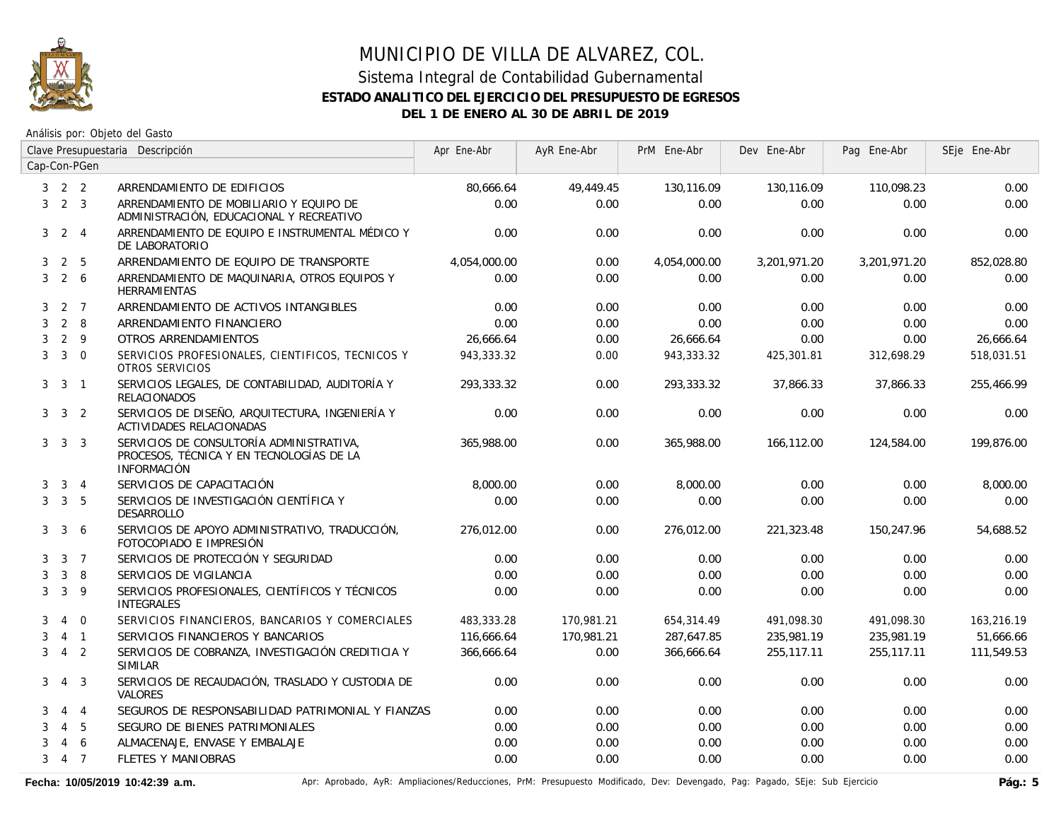# MUNICIPIO DE VILLA DE ALVAREZ, COL.

## Sistema Integral de Contabilidad Gubernamental

### ESTADO ANALITICO DEL EJERCICIO DEL PRESUPUESTO DE EGRESOS

### DEL 1 DE ENERO AL 30 DE ABRIL DE 2019

Análisis por: Objeto del Gasto

| Clave Presupuestaria Cap-Con-PGen | Descripción | Apr Ene-Abr | AyR Ene-Abr | PrM Ene-Abr | Dev Ene-Abr | Pag Ene-Abr | SEje Ene-Abr |
|---|---|---|---|---|---|---|---|
| 3 2 2 | ARRENDAMIENTO DE EDIFICIOS | 80,666.64 | 49,449.45 | 130,116.09 | 130,116.09 | 110,098.23 | 0.00 |
| 3 2 3 | ARRENDAMIENTO DE MOBILIARIO Y EQUIPO DE ADMINISTRACIÓN, EDUCACIONAL Y RECREATIVO | 0.00 | 0.00 | 0.00 | 0.00 | 0.00 | 0.00 |
| 3 2 4 | ARRENDAMIENTO DE EQUIPO E INSTRUMENTAL MÉDICO Y DE LABORATORIO | 0.00 | 0.00 | 0.00 | 0.00 | 0.00 | 0.00 |
| 3 2 5 | ARRENDAMIENTO DE EQUIPO DE TRANSPORTE | 4,054,000.00 | 0.00 | 4,054,000.00 | 3,201,971.20 | 3,201,971.20 | 852,028.80 |
| 3 2 6 | ARRENDAMIENTO DE MAQUINARIA, OTROS EQUIPOS Y HERRAMIENTAS | 0.00 | 0.00 | 0.00 | 0.00 | 0.00 | 0.00 |
| 3 2 7 | ARRENDAMIENTO DE ACTIVOS INTANGIBLES | 0.00 | 0.00 | 0.00 | 0.00 | 0.00 | 0.00 |
| 3 2 8 | ARRENDAMIENTO FINANCIERO | 0.00 | 0.00 | 0.00 | 0.00 | 0.00 | 0.00 |
| 3 2 9 | OTROS ARRENDAMIENTOS | 26,666.64 | 0.00 | 26,666.64 | 0.00 | 0.00 | 26,666.64 |
| 3 3 0 | SERVICIOS PROFESIONALES, CIENTIFICOS, TECNICOS Y OTROS SERVICIOS | 943,333.32 | 0.00 | 943,333.32 | 425,301.81 | 312,698.29 | 518,031.51 |
| 3 3 1 | SERVICIOS LEGALES, DE CONTABILIDAD, AUDITORÍA Y RELACIONADOS | 293,333.32 | 0.00 | 293,333.32 | 37,866.33 | 37,866.33 | 255,466.99 |
| 3 3 2 | SERVICIOS DE DISEÑO, ARQUITECTURA, INGENIERÍA Y ACTIVIDADES RELACIONADAS | 0.00 | 0.00 | 0.00 | 0.00 | 0.00 | 0.00 |
| 3 3 3 | SERVICIOS DE CONSULTORÍA ADMINISTRATIVA, PROCESOS, TÉCNICA Y EN TECNOLOGÍAS DE LA INFORMACIÓN | 365,988.00 | 0.00 | 365,988.00 | 166,112.00 | 124,584.00 | 199,876.00 |
| 3 3 4 | SERVICIOS DE CAPACITACIÓN | 8,000.00 | 0.00 | 8,000.00 | 0.00 | 0.00 | 8,000.00 |
| 3 3 5 | SERVICIOS DE INVESTIGACIÓN CIENTÍFICA Y DESARROLLO | 0.00 | 0.00 | 0.00 | 0.00 | 0.00 | 0.00 |
| 3 3 6 | SERVICIOS DE APOYO ADMINISTRATIVO, TRADUCCIÓN, FOTOCOPIADO E IMPRESIÓN | 276,012.00 | 0.00 | 276,012.00 | 221,323.48 | 150,247.96 | 54,688.52 |
| 3 3 7 | SERVICIOS DE PROTECCIÓN Y SEGURIDAD | 0.00 | 0.00 | 0.00 | 0.00 | 0.00 | 0.00 |
| 3 3 8 | SERVICIOS DE VIGILANCIA | 0.00 | 0.00 | 0.00 | 0.00 | 0.00 | 0.00 |
| 3 3 9 | SERVICIOS PROFESIONALES, CIENTÍFICOS Y TÉCNICOS INTEGRALES | 0.00 | 0.00 | 0.00 | 0.00 | 0.00 | 0.00 |
| 3 4 0 | SERVICIOS FINANCIEROS, BANCARIOS Y COMERCIALES | 483,333.28 | 170,981.21 | 654,314.49 | 491,098.30 | 491,098.30 | 163,216.19 |
| 3 4 1 | SERVICIOS FINANCIEROS Y BANCARIOS | 116,666.64 | 170,981.21 | 287,647.85 | 235,981.19 | 235,981.19 | 51,666.66 |
| 3 4 2 | SERVICIOS DE COBRANZA, INVESTIGACIÓN CREDITICIA Y SIMILAR | 366,666.64 | 0.00 | 366,666.64 | 255,117.11 | 255,117.11 | 111,549.53 |
| 3 4 3 | SERVICIOS DE RECAUDACIÓN, TRASLADO Y CUSTODIA DE VALORES | 0.00 | 0.00 | 0.00 | 0.00 | 0.00 | 0.00 |
| 3 4 4 | SEGUROS DE RESPONSABILIDAD PATRIMONIAL Y FIANZAS | 0.00 | 0.00 | 0.00 | 0.00 | 0.00 | 0.00 |
| 3 4 5 | SEGURO DE BIENES PATRIMONIALES | 0.00 | 0.00 | 0.00 | 0.00 | 0.00 | 0.00 |
| 3 4 6 | ALMACENAJE, ENVASE Y EMBALAJE | 0.00 | 0.00 | 0.00 | 0.00 | 0.00 | 0.00 |
| 3 4 7 | FLETES Y MANIOBRAS | 0.00 | 0.00 | 0.00 | 0.00 | 0.00 | 0.00 |

**Fecha: 10/05/2019 10:42:39 a.m.** Apr: Aprobado, AyR: Ampliaciones/Reducciones, PrM: Presupuesto Modificado, Dev: Devengado, Pag: Pagado, SEje: Sub Ejercicio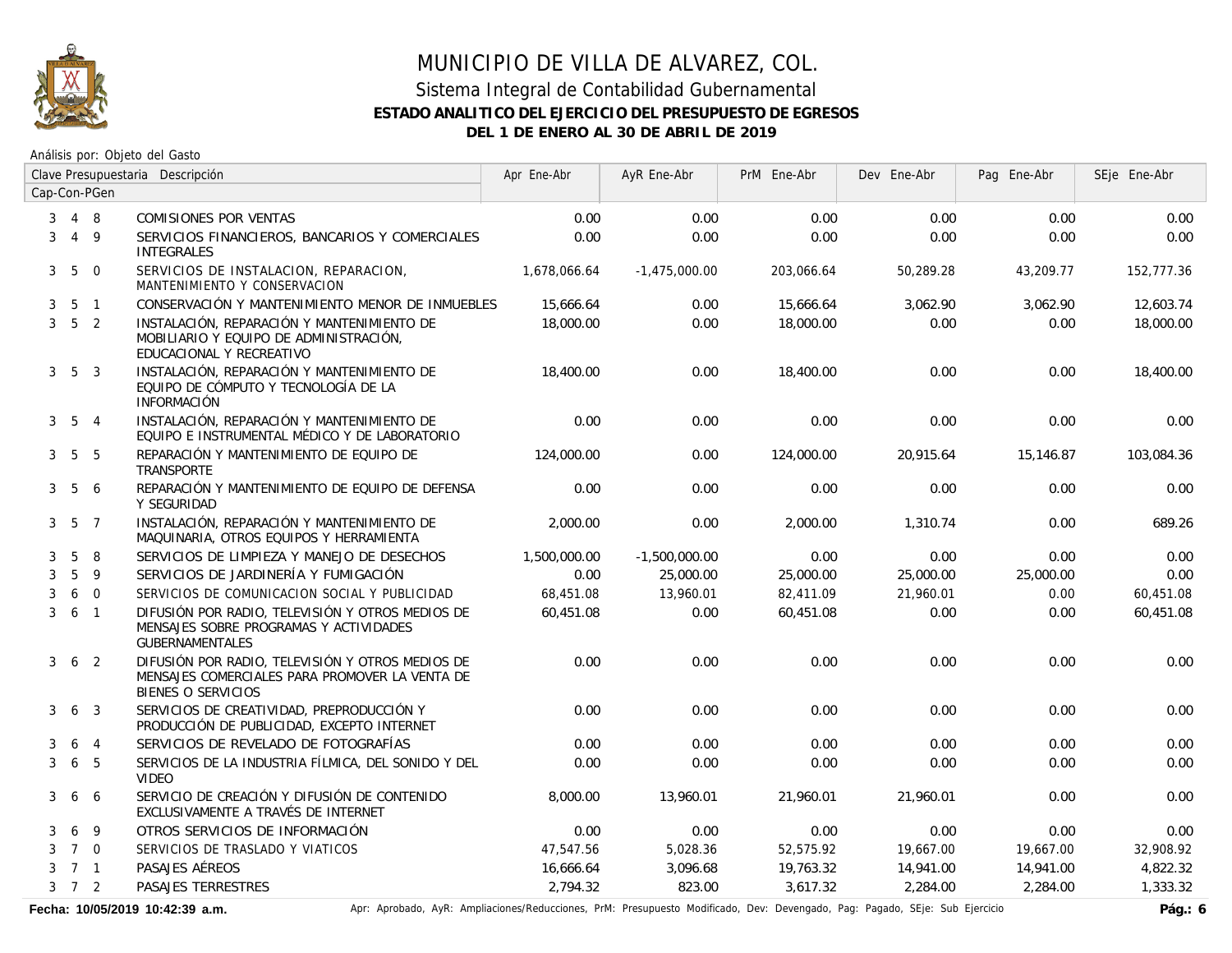# MUNICIPIO DE VILLA DE ALVAREZ, COL.

## Sistema Integral de Contabilidad Gubernamental

### ESTADO ANALITICO DEL EJERCICIO DEL PRESUPUESTO DE EGRESOS

### DEL 1 DE ENERO AL 30 DE ABRIL DE 2019

Análisis por: Objeto del Gasto

| Clave Presupuestaria Cap-Con-PGen | Descripción | Apr Ene-Abr | AyR Ene-Abr | PrM Ene-Abr | Dev Ene-Abr | Pag Ene-Abr | SEje Ene-Abr |
|---|---|---|---|---|---|---|---|
| 3 4 8 | COMISIONES POR VENTAS | 0.00 | 0.00 | 0.00 | 0.00 | 0.00 | 0.00 |
| 3 4 9 | SERVICIOS FINANCIEROS, BANCARIOS Y COMERCIALES INTEGRALES | 0.00 | 0.00 | 0.00 | 0.00 | 0.00 | 0.00 |
| 3 5 0 | SERVICIOS DE INSTALACION, REPARACION, MANTENIMIENTO Y CONSERVACION | 1,678,066.64 | -1,475,000.00 | 203,066.64 | 50,289.28 | 43,209.77 | 152,777.36 |
| 3 5 1 | CONSERVACIÓN Y MANTENIMIENTO MENOR DE INMUEBLES | 15,666.64 | 0.00 | 15,666.64 | 3,062.90 | 3,062.90 | 12,603.74 |
| 3 5 2 | INSTALACIÓN, REPARACIÓN Y MANTENIMIENTO DE MOBILIARIO Y EQUIPO DE ADMINISTRACIÓN, EDUCACIONAL Y RECREATIVO | 18,000.00 | 0.00 | 18,000.00 | 0.00 | 0.00 | 18,000.00 |
| 3 5 3 | INSTALACIÓN, REPARACIÓN Y MANTENIMIENTO DE EQUIPO DE CÓMPUTO Y TECNOLOGÍA DE LA INFORMACIÓN | 18,400.00 | 0.00 | 18,400.00 | 0.00 | 0.00 | 18,400.00 |
| 3 5 4 | INSTALACIÓN, REPARACIÓN Y MANTENIMIENTO DE EQUIPO E INSTRUMENTAL MÉDICO Y DE LABORATORIO | 0.00 | 0.00 | 0.00 | 0.00 | 0.00 | 0.00 |
| 3 5 5 | REPARACIÓN Y MANTENIMIENTO DE EQUIPO DE TRANSPORTE | 124,000.00 | 0.00 | 124,000.00 | 20,915.64 | 15,146.87 | 103,084.36 |
| 3 5 6 | REPARACIÓN Y MANTENIMIENTO DE EQUIPO DE DEFENSA Y SEGURIDAD | 0.00 | 0.00 | 0.00 | 0.00 | 0.00 | 0.00 |
| 3 5 7 | INSTALACIÓN, REPARACIÓN Y MANTENIMIENTO DE MAQUINARIA, OTROS EQUIPOS Y HERRAMIENTA | 2,000.00 | 0.00 | 2,000.00 | 1,310.74 | 0.00 | 689.26 |
| 3 5 8 | SERVICIOS DE LIMPIEZA Y MANEJO DE DESECHOS | 1,500,000.00 | -1,500,000.00 | 0.00 | 0.00 | 0.00 | 0.00 |
| 3 5 9 | SERVICIOS DE JARDINERÍA Y FUMIGACIÓN | 0.00 | 25,000.00 | 25,000.00 | 25,000.00 | 25,000.00 | 0.00 |
| 3 6 0 | SERVICIOS DE COMUNICACION SOCIAL Y PUBLICIDAD | 68,451.08 | 13,960.01 | 82,411.09 | 21,960.01 | 0.00 | 60,451.08 |
| 3 6 1 | DIFUSIÓN POR RADIO, TELEVISIÓN Y OTROS MEDIOS DE MENSAJES SOBRE PROGRAMAS Y ACTIVIDADES GUBERNAMENTALES | 60,451.08 | 0.00 | 60,451.08 | 0.00 | 0.00 | 60,451.08 |
| 3 6 2 | DIFUSIÓN POR RADIO, TELEVISIÓN Y OTROS MEDIOS DE MENSAJES COMERCIALES PARA PROMOVER LA VENTA DE BIENES O SERVICIOS | 0.00 | 0.00 | 0.00 | 0.00 | 0.00 | 0.00 |
| 3 6 3 | SERVICIOS DE CREATIVIDAD, PREPRODUCCIÓN Y PRODUCCIÓN DE PUBLICIDAD, EXCEPTO INTERNET | 0.00 | 0.00 | 0.00 | 0.00 | 0.00 | 0.00 |
| 3 6 4 | SERVICIOS DE REVELADO DE FOTOGRAFÍAS | 0.00 | 0.00 | 0.00 | 0.00 | 0.00 | 0.00 |
| 3 6 5 | SERVICIOS DE LA INDUSTRIA FÍLMICA, DEL SONIDO Y DEL VIDEO | 0.00 | 0.00 | 0.00 | 0.00 | 0.00 | 0.00 |
| 3 6 6 | SERVICIO DE CREACIÓN Y DIFUSIÓN DE CONTENIDO EXCLUSIVAMENTE A TRAVÉS DE INTERNET | 8,000.00 | 13,960.01 | 21,960.01 | 21,960.01 | 0.00 | 0.00 |
| 3 6 9 | OTROS SERVICIOS DE INFORMACIÓN | 0.00 | 0.00 | 0.00 | 0.00 | 0.00 | 0.00 |
| 3 7 0 | SERVICIOS DE TRASLADO Y VIATICOS | 47,547.56 | 5,028.36 | 52,575.92 | 19,667.00 | 19,667.00 | 32,908.92 |
| 3 7 1 | PASAJES AÉREOS | 16,666.64 | 3,096.68 | 19,763.32 | 14,941.00 | 14,941.00 | 4,822.32 |
| 3 7 2 | PASAJES TERRESTRES | 2,794.32 | 823.00 | 3,617.32 | 2,284.00 | 2,284.00 | 1,333.32 |

**Fecha: 10/05/2019 10:42:39 a.m.**

Apr: Aprobado, AyR: Ampliaciones/Reducciones, PrM: Presupuesto Modificado, Dev: Devengado, Pag: Pagado, SEje: Sub Ejercicio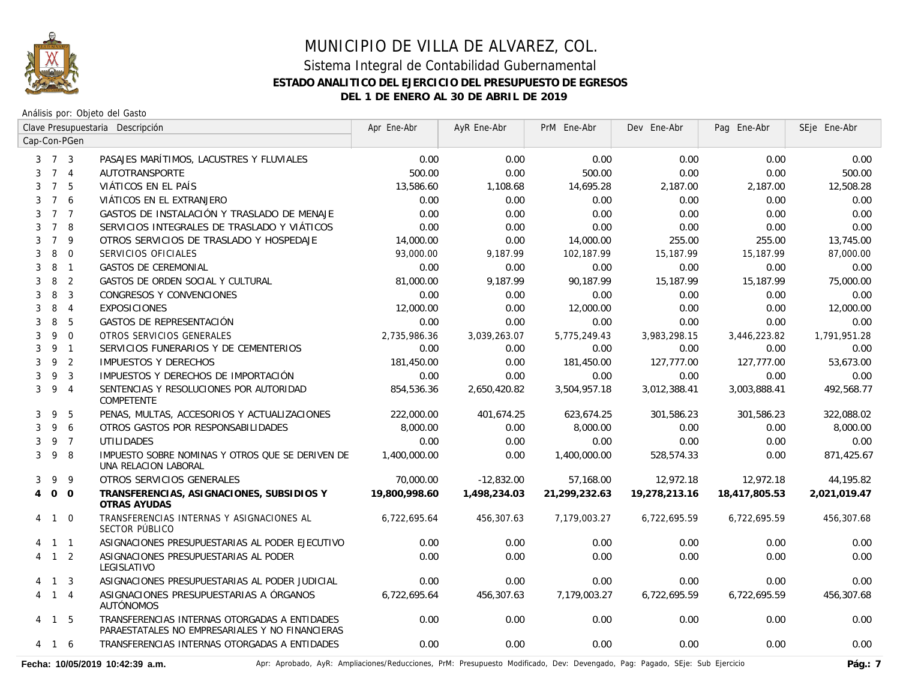# MUNICIPIO DE VILLA DE ALVAREZ, COL.

## Sistema Integral de Contabilidad Gubernamental

### ESTADO ANALITICO DEL EJERCICIO DEL PRESUPUESTO DE EGRESOS

### DEL 1 DE ENERO AL 30 DE ABRIL DE 2019

Análisis por: Objeto del Gasto

| Clave Presupuestaria Cap-Con-PGen | Descripción | Apr Ene-Abr | AyR Ene-Abr | PrM Ene-Abr | Dev Ene-Abr | Pag Ene-Abr | SEje Ene-Abr |
|---|---|---|---|---|---|---|---|
| 3 7 3 | PASAJES MARÍTIMOS, LACUSTRES Y FLUVIALES | 0.00 | 0.00 | 0.00 | 0.00 | 0.00 | 0.00 |
| 3 7 4 | AUTOTRANSPORTE | 500.00 | 0.00 | 500.00 | 0.00 | 0.00 | 500.00 |
| 3 7 5 | VIÁTICOS EN EL PAÍS | 13,586.60 | 1,108.68 | 14,695.28 | 2,187.00 | 2,187.00 | 12,508.28 |
| 3 7 6 | VIÁTICOS EN EL EXTRANJERO | 0.00 | 0.00 | 0.00 | 0.00 | 0.00 | 0.00 |
| 3 7 7 | GASTOS DE INSTALACIÓN Y TRASLADO DE MENAJE | 0.00 | 0.00 | 0.00 | 0.00 | 0.00 | 0.00 |
| 3 7 8 | SERVICIOS INTEGRALES DE TRASLADO Y VIÁTICOS | 0.00 | 0.00 | 0.00 | 0.00 | 0.00 | 0.00 |
| 3 7 9 | OTROS SERVICIOS DE TRASLADO Y HOSPEDAJE | 14,000.00 | 0.00 | 14,000.00 | 255.00 | 255.00 | 13,745.00 |
| 3 8 0 | SERVICIOS OFICIALES | 93,000.00 | 9,187.99 | 102,187.99 | 15,187.99 | 15,187.99 | 87,000.00 |
| 3 8 1 | GASTOS DE CEREMONIAL | 0.00 | 0.00 | 0.00 | 0.00 | 0.00 | 0.00 |
| 3 8 2 | GASTOS DE ORDEN SOCIAL Y CULTURAL | 81,000.00 | 9,187.99 | 90,187.99 | 15,187.99 | 15,187.99 | 75,000.00 |
| 3 8 3 | CONGRESOS Y CONVENCIONES | 0.00 | 0.00 | 0.00 | 0.00 | 0.00 | 0.00 |
| 3 8 4 | EXPOSICIONES | 12,000.00 | 0.00 | 12,000.00 | 0.00 | 0.00 | 12,000.00 |
| 3 8 5 | GASTOS DE REPRESENTACIÓN | 0.00 | 0.00 | 0.00 | 0.00 | 0.00 | 0.00 |
| 3 9 0 | OTROS SERVICIOS GENERALES | 2,735,986.36 | 3,039,263.07 | 5,775,249.43 | 3,983,298.15 | 3,446,223.82 | 1,791,951.28 |
| 3 9 1 | SERVICIOS FUNERARIOS Y DE CEMENTERIOS | 0.00 | 0.00 | 0.00 | 0.00 | 0.00 | 0.00 |
| 3 9 2 | IMPUESTOS Y DERECHOS | 181,450.00 | 0.00 | 181,450.00 | 127,777.00 | 127,777.00 | 53,673.00 |
| 3 9 3 | IMPUESTOS Y DERECHOS DE IMPORTACIÓN | 0.00 | 0.00 | 0.00 | 0.00 | 0.00 | 0.00 |
| 3 9 4 | SENTENCIAS Y RESOLUCIONES POR AUTORIDAD COMPETENTE | 854,536.36 | 2,650,420.82 | 3,504,957.18 | 3,012,388.41 | 3,003,888.41 | 492,568.77 |
| 3 9 5 | PENAS, MULTAS, ACCESORIOS Y ACTUALIZACIONES | 222,000.00 | 401,674.25 | 623,674.25 | 301,586.23 | 301,586.23 | 322,088.02 |
| 3 9 6 | OTROS GASTOS POR RESPONSABILIDADES | 8,000.00 | 0.00 | 8,000.00 | 0.00 | 0.00 | 8,000.00 |
| 3 9 7 | UTILIDADES | 0.00 | 0.00 | 0.00 | 0.00 | 0.00 | 0.00 |
| 3 9 8 | IMPUESTO SOBRE NOMINAS Y OTROS QUE SE DERIVEN DE UNA RELACION LABORAL | 1,400,000.00 | 0.00 | 1,400,000.00 | 528,574.33 | 0.00 | 871,425.67 |
| 3 9 9 | OTROS SERVICIOS GENERALES | 70,000.00 | -12,832.00 | 57,168.00 | 12,972.18 | 12,972.18 | 44,195.82 |
| **4 0 0** | **TRANSFERENCIAS, ASIGNACIONES, SUBSIDIOS Y OTRAS AYUDAS** | **19,800,998.60** | **1,498,234.03** | **21,299,232.63** | **19,278,213.16** | **18,417,805.53** | **2,021,019.47** |
| 4 1 0 | TRANSFERENCIAS INTERNAS Y ASIGNACIONES AL SECTOR PÚBLICO | 6,722,695.64 | 456,307.63 | 7,179,003.27 | 6,722,695.59 | 6,722,695.59 | 456,307.68 |
| 4 1 1 | ASIGNACIONES PRESUPUESTARIAS AL PODER EJECUTIVO | 0.00 | 0.00 | 0.00 | 0.00 | 0.00 | 0.00 |
| 4 1 2 | ASIGNACIONES PRESUPUESTARIAS AL PODER LEGISLATIVO | 0.00 | 0.00 | 0.00 | 0.00 | 0.00 | 0.00 |
| 4 1 3 | ASIGNACIONES PRESUPUESTARIAS AL PODER JUDICIAL | 0.00 | 0.00 | 0.00 | 0.00 | 0.00 | 0.00 |
| 4 1 4 | ASIGNACIONES PRESUPUESTARIAS A ÓRGANOS AUTÓNOMOS | 6,722,695.64 | 456,307.63 | 7,179,003.27 | 6,722,695.59 | 6,722,695.59 | 456,307.68 |
| 4 1 5 | TRANSFERENCIAS INTERNAS OTORGADAS A ENTIDADES PARAESTATALES NO EMPRESARIALES Y NO FINANCIERAS | 0.00 | 0.00 | 0.00 | 0.00 | 0.00 | 0.00 |
| 4 1 6 | TRANSFERENCIAS INTERNAS OTORGADAS A ENTIDADES | 0.00 | 0.00 | 0.00 | 0.00 | 0.00 | 0.00 |

Fecha: 10/05/2019 10:42:39 a.m. — Apr: Aprobado, AyR: Ampliaciones/Reducciones, PrM: Presupuesto Modificado, Dev: Devengado, Pag: Pagado, SEje: Sub Ejercicio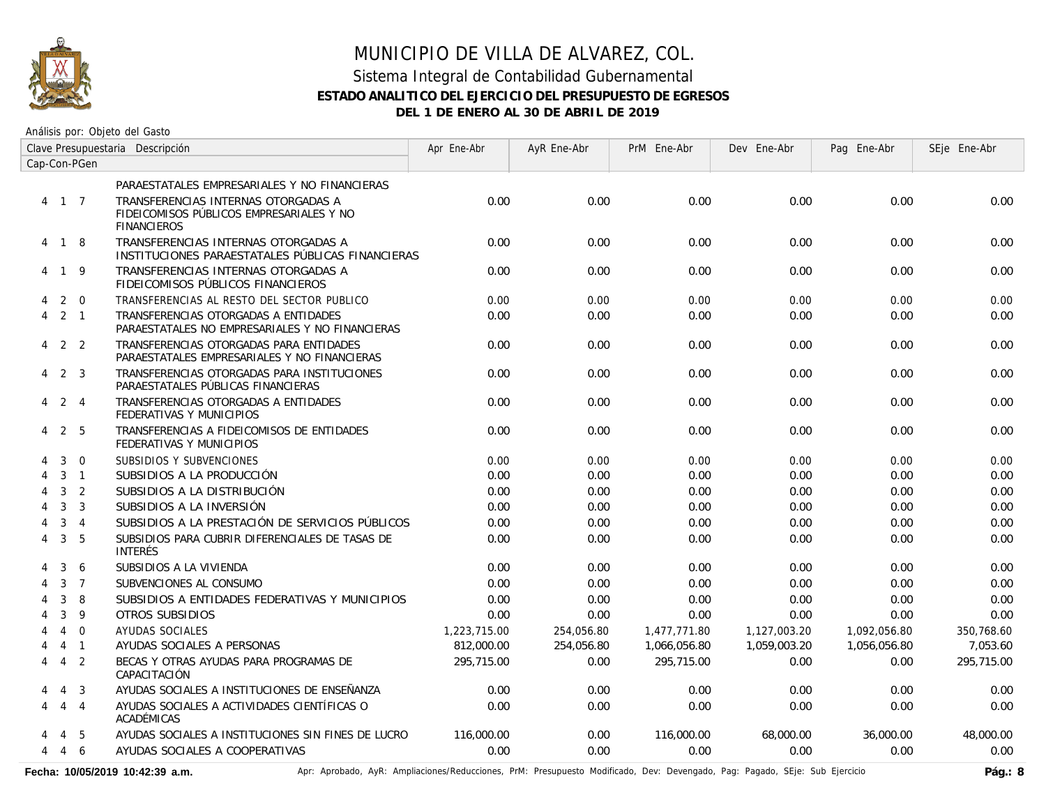# MUNICIPIO DE VILLA DE ALVAREZ, COL.

## Sistema Integral de Contabilidad Gubernamental

### ESTADO ANALITICO DEL EJERCICIO DEL PRESUPUESTO DE EGRESOS

### DEL 1 DE ENERO AL 30 DE ABRIL DE 2019

Análisis por: Objeto del Gasto

| Cap-Con-PGen | Clave Presupuestaria Descripción | Apr Ene-Abr | AyR Ene-Abr | PrM Ene-Abr | Dev Ene-Abr | Pag Ene-Abr | SEje Ene-Abr |
|---|---|---|---|---|---|---|---|
| | PARAESTATALES EMPRESARIALES Y NO FINANCIERAS | | | | | | |
| 4 1 7 | TRANSFERENCIAS INTERNAS OTORGADAS A FIDEICOMISOS PÚBLICOS EMPRESARIALES Y NO FINANCIEROS | 0.00 | 0.00 | 0.00 | 0.00 | 0.00 | 0.00 |
| 4 1 8 | TRANSFERENCIAS INTERNAS OTORGADAS A INSTITUCIONES PARAESTATALES PÚBLICAS FINANCIERAS | 0.00 | 0.00 | 0.00 | 0.00 | 0.00 | 0.00 |
| 4 1 9 | TRANSFERENCIAS INTERNAS OTORGADAS A FIDEICOMISOS PÚBLICOS FINANCIEROS | 0.00 | 0.00 | 0.00 | 0.00 | 0.00 | 0.00 |
| 4 2 0 | TRANSFERENCIAS AL RESTO DEL SECTOR PUBLICO | 0.00 | 0.00 | 0.00 | 0.00 | 0.00 | 0.00 |
| 4 2 1 | TRANSFERENCIAS OTORGADAS A ENTIDADES PARAESTATALES NO EMPRESARIALES Y NO FINANCIERAS | 0.00 | 0.00 | 0.00 | 0.00 | 0.00 | 0.00 |
| 4 2 2 | TRANSFERENCIAS OTORGADAS PARA ENTIDADES PARAESTATALES EMPRESARIALES Y NO FINANCIERAS | 0.00 | 0.00 | 0.00 | 0.00 | 0.00 | 0.00 |
| 4 2 3 | TRANSFERENCIAS OTORGADAS PARA INSTITUCIONES PARAESTATALES PÚBLICAS FINANCIERAS | 0.00 | 0.00 | 0.00 | 0.00 | 0.00 | 0.00 |
| 4 2 4 | TRANSFERENCIAS OTORGADAS A ENTIDADES FEDERATIVAS Y MUNICIPIOS | 0.00 | 0.00 | 0.00 | 0.00 | 0.00 | 0.00 |
| 4 2 5 | TRANSFERENCIAS A FIDEICOMISOS DE ENTIDADES FEDERATIVAS Y MUNICIPIOS | 0.00 | 0.00 | 0.00 | 0.00 | 0.00 | 0.00 |
| 4 3 0 | SUBSIDIOS Y SUBVENCIONES | 0.00 | 0.00 | 0.00 | 0.00 | 0.00 | 0.00 |
| 4 3 1 | SUBSIDIOS A LA PRODUCCIÓN | 0.00 | 0.00 | 0.00 | 0.00 | 0.00 | 0.00 |
| 4 3 2 | SUBSIDIOS A LA DISTRIBUCIÓN | 0.00 | 0.00 | 0.00 | 0.00 | 0.00 | 0.00 |
| 4 3 3 | SUBSIDIOS A LA INVERSIÓN | 0.00 | 0.00 | 0.00 | 0.00 | 0.00 | 0.00 |
| 4 3 4 | SUBSIDIOS A LA PRESTACIÓN DE SERVICIOS PÚBLICOS | 0.00 | 0.00 | 0.00 | 0.00 | 0.00 | 0.00 |
| 4 3 5 | SUBSIDIOS PARA CUBRIR DIFERENCIALES DE TASAS DE INTERÉS | 0.00 | 0.00 | 0.00 | 0.00 | 0.00 | 0.00 |
| 4 3 6 | SUBSIDIOS A LA VIVIENDA | 0.00 | 0.00 | 0.00 | 0.00 | 0.00 | 0.00 |
| 4 3 7 | SUBVENCIONES AL CONSUMO | 0.00 | 0.00 | 0.00 | 0.00 | 0.00 | 0.00 |
| 4 3 8 | SUBSIDIOS A ENTIDADES FEDERATIVAS Y MUNICIPIOS | 0.00 | 0.00 | 0.00 | 0.00 | 0.00 | 0.00 |
| 4 3 9 | OTROS SUBSIDIOS | 0.00 | 0.00 | 0.00 | 0.00 | 0.00 | 0.00 |
| 4 4 0 | AYUDAS SOCIALES | 1,223,715.00 | 254,056.80 | 1,477,771.80 | 1,127,003.20 | 1,092,056.80 | 350,768.60 |
| 4 4 1 | AYUDAS SOCIALES A PERSONAS | 812,000.00 | 254,056.80 | 1,066,056.80 | 1,059,003.20 | 1,056,056.80 | 7,053.60 |
| 4 4 2 | BECAS Y OTRAS AYUDAS PARA PROGRAMAS DE CAPACITACIÓN | 295,715.00 | 0.00 | 295,715.00 | 0.00 | 0.00 | 295,715.00 |
| 4 4 3 | AYUDAS SOCIALES A INSTITUCIONES DE ENSEÑANZA | 0.00 | 0.00 | 0.00 | 0.00 | 0.00 | 0.00 |
| 4 4 4 | AYUDAS SOCIALES A ACTIVIDADES CIENTÍFICAS O ACADÉMICAS | 0.00 | 0.00 | 0.00 | 0.00 | 0.00 | 0.00 |
| 4 4 5 | AYUDAS SOCIALES A INSTITUCIONES SIN FINES DE LUCRO | 116,000.00 | 0.00 | 116,000.00 | 68,000.00 | 36,000.00 | 48,000.00 |
| 4 4 6 | AYUDAS SOCIALES A COOPERATIVAS | 0.00 | 0.00 | 0.00 | 0.00 | 0.00 | 0.00 |

Fecha: 10/05/2019 10:42:39 a.m.

Apr: Aprobado, AyR: Ampliaciones/Reducciones, PrM: Presupuesto Modificado, Dev: Devengado, Pag: Pagado, SEje: Sub Ejercicio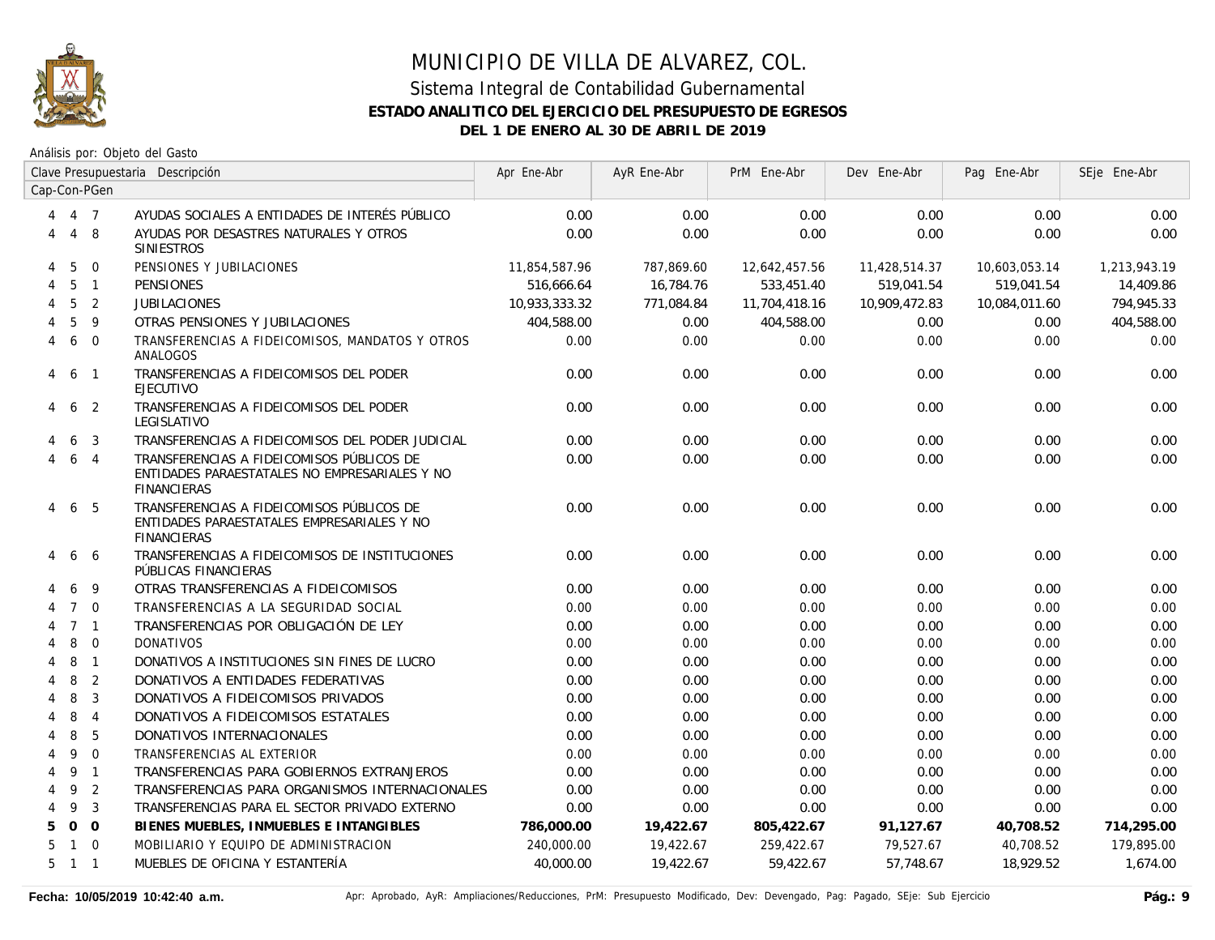# MUNICIPIO DE VILLA DE ALVAREZ, COL.

## Sistema Integral de Contabilidad Gubernamental

### ESTADO ANALITICO DEL EJERCICIO DEL PRESUPUESTO DE EGRESOS

### DEL 1 DE ENERO AL 30 DE ABRIL DE 2019

Análisis por: Objeto del Gasto

| Clave Presupuestaria Cap-Con-PGen | | | Descripción | Apr Ene-Abr | AyR Ene-Abr | PrM Ene-Abr | Dev Ene-Abr | Pag Ene-Abr | SEje Ene-Abr |
|---|---|---|---|---|---|---|---|---|---|
| 4 | 4 | 7 | AYUDAS SOCIALES A ENTIDADES DE INTERÉS PÚBLICO | 0.00 | 0.00 | 0.00 | 0.00 | 0.00 | 0.00 |
| 4 | 4 | 8 | AYUDAS POR DESASTRES NATURALES Y OTROS SINIESTROS | 0.00 | 0.00 | 0.00 | 0.00 | 0.00 | 0.00 |
| 4 | 5 | 0 | PENSIONES Y JUBILACIONES | 11,854,587.96 | 787,869.60 | 12,642,457.56 | 11,428,514.37 | 10,603,053.14 | 1,213,943.19 |
| 4 | 5 | 1 | PENSIONES | 516,666.64 | 16,784.76 | 533,451.40 | 519,041.54 | 519,041.54 | 14,409.86 |
| 4 | 5 | 2 | JUBILACIONES | 10,933,333.32 | 771,084.84 | 11,704,418.16 | 10,909,472.83 | 10,084,011.60 | 794,945.33 |
| 4 | 5 | 9 | OTRAS PENSIONES Y JUBILACIONES | 404,588.00 | 0.00 | 404,588.00 | 0.00 | 0.00 | 404,588.00 |
| 4 | 6 | 0 | TRANSFERENCIAS A FIDEICOMISOS, MANDATOS Y OTROS ANALOGOS | 0.00 | 0.00 | 0.00 | 0.00 | 0.00 | 0.00 |
| 4 | 6 | 1 | TRANSFERENCIAS A FIDEICOMISOS DEL PODER EJECUTIVO | 0.00 | 0.00 | 0.00 | 0.00 | 0.00 | 0.00 |
| 4 | 6 | 2 | TRANSFERENCIAS A FIDEICOMISOS DEL PODER LEGISLATIVO | 0.00 | 0.00 | 0.00 | 0.00 | 0.00 | 0.00 |
| 4 | 6 | 3 | TRANSFERENCIAS A FIDEICOMISOS DEL PODER JUDICIAL | 0.00 | 0.00 | 0.00 | 0.00 | 0.00 | 0.00 |
| 4 | 6 | 4 | TRANSFERENCIAS A FIDEICOMISOS PÚBLICOS DE ENTIDADES PARAESTATALES NO EMPRESARIALES Y NO FINANCIERAS | 0.00 | 0.00 | 0.00 | 0.00 | 0.00 | 0.00 |
| 4 | 6 | 5 | TRANSFERENCIAS A FIDEICOMISOS PÚBLICOS DE ENTIDADES PARAESTATALES EMPRESARIALES Y NO FINANCIERAS | 0.00 | 0.00 | 0.00 | 0.00 | 0.00 | 0.00 |
| 4 | 6 | 6 | TRANSFERENCIAS A FIDEICOMISOS DE INSTITUCIONES PÚBLICAS FINANCIERAS | 0.00 | 0.00 | 0.00 | 0.00 | 0.00 | 0.00 |
| 4 | 6 | 9 | OTRAS TRANSFERENCIAS A FIDEICOMISOS | 0.00 | 0.00 | 0.00 | 0.00 | 0.00 | 0.00 |
| 4 | 7 | 0 | TRANSFERENCIAS A LA SEGURIDAD SOCIAL | 0.00 | 0.00 | 0.00 | 0.00 | 0.00 | 0.00 |
| 4 | 7 | 1 | TRANSFERENCIAS POR OBLIGACIÓN DE LEY | 0.00 | 0.00 | 0.00 | 0.00 | 0.00 | 0.00 |
| 4 | 8 | 0 | DONATIVOS | 0.00 | 0.00 | 0.00 | 0.00 | 0.00 | 0.00 |
| 4 | 8 | 1 | DONATIVOS A INSTITUCIONES SIN FINES DE LUCRO | 0.00 | 0.00 | 0.00 | 0.00 | 0.00 | 0.00 |
| 4 | 8 | 2 | DONATIVOS A ENTIDADES FEDERATIVAS | 0.00 | 0.00 | 0.00 | 0.00 | 0.00 | 0.00 |
| 4 | 8 | 3 | DONATIVOS A FIDEICOMISOS PRIVADOS | 0.00 | 0.00 | 0.00 | 0.00 | 0.00 | 0.00 |
| 4 | 8 | 4 | DONATIVOS A FIDEICOMISOS ESTATALES | 0.00 | 0.00 | 0.00 | 0.00 | 0.00 | 0.00 |
| 4 | 8 | 5 | DONATIVOS INTERNACIONALES | 0.00 | 0.00 | 0.00 | 0.00 | 0.00 | 0.00 |
| 4 | 9 | 0 | TRANSFERENCIAS AL EXTERIOR | 0.00 | 0.00 | 0.00 | 0.00 | 0.00 | 0.00 |
| 4 | 9 | 1 | TRANSFERENCIAS PARA GOBIERNOS EXTRANJEROS | 0.00 | 0.00 | 0.00 | 0.00 | 0.00 | 0.00 |
| 4 | 9 | 2 | TRANSFERENCIAS PARA ORGANISMOS INTERNACIONALES | 0.00 | 0.00 | 0.00 | 0.00 | 0.00 | 0.00 |
| 4 | 9 | 3 | TRANSFERENCIAS PARA EL SECTOR PRIVADO EXTERNO | 0.00 | 0.00 | 0.00 | 0.00 | 0.00 | 0.00 |
| **5** | **0** | **0** | **BIENES MUEBLES, INMUEBLES E INTANGIBLES** | **786,000.00** | **19,422.67** | **805,422.67** | **91,127.67** | **40,708.52** | **714,295.00** |
| 5 | 1 | 0 | MOBILIARIO Y EQUIPO DE ADMINISTRACION | 240,000.00 | 19,422.67 | 259,422.67 | 79,527.67 | 40,708.52 | 179,895.00 |
| 5 | 1 | 1 | MUEBLES DE OFICINA Y ESTANTERÍA | 40,000.00 | 19,422.67 | 59,422.67 | 57,748.67 | 18,929.52 | 1,674.00 |

Fecha: 10/05/2019 10:42:40 a.m. — Apr: Aprobado, AyR: Ampliaciones/Reducciones, PrM: Presupuesto Modificado, Dev: Devengado, Pag: Pagado, SEje: Sub Ejercicio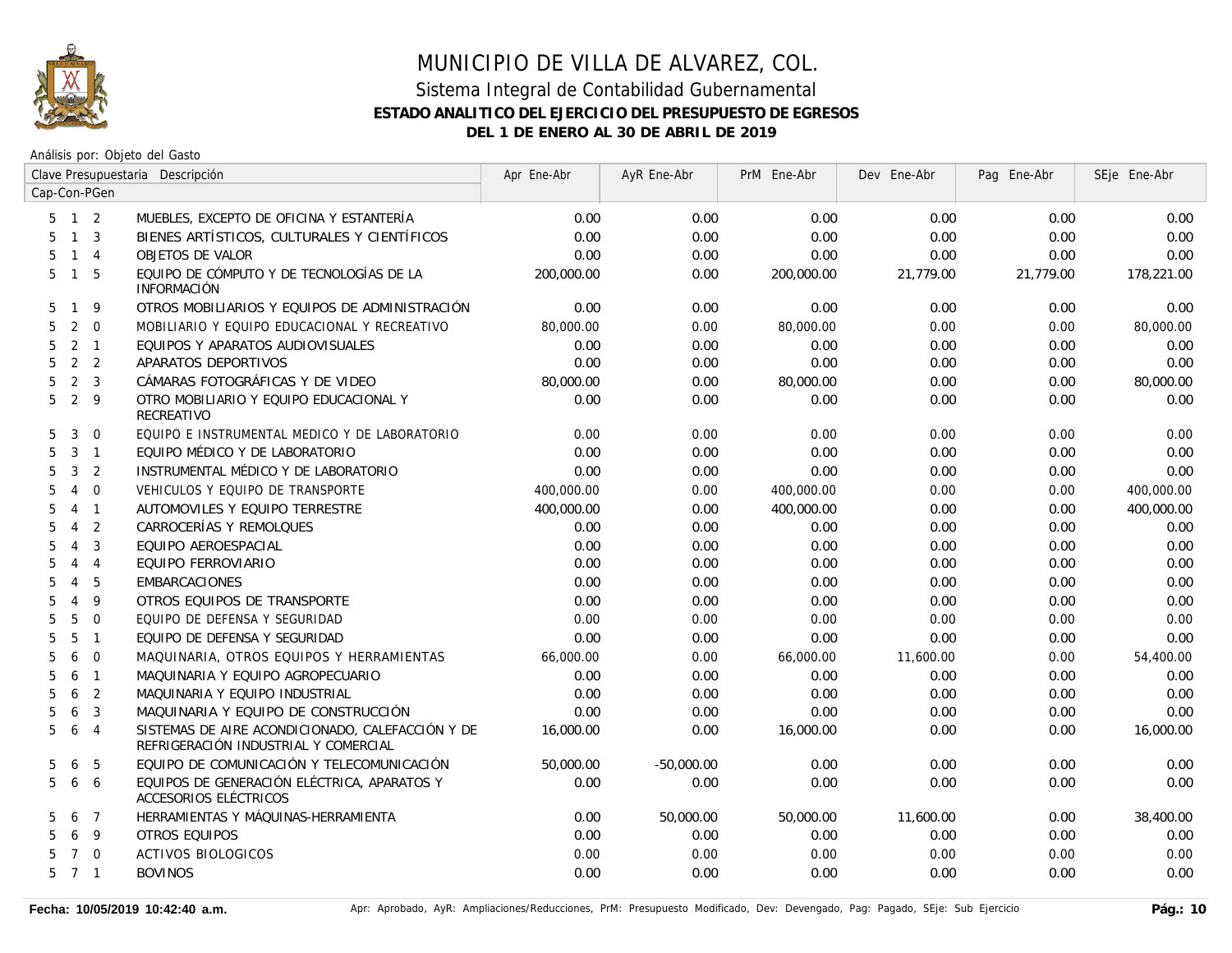# MUNICIPIO DE VILLA DE ALVAREZ, COL.

## Sistema Integral de Contabilidad Gubernamental

### ESTADO ANALITICO DEL EJERCICIO DEL PRESUPUESTO DE EGRESOS

### DEL 1 DE ENERO AL 30 DE ABRIL DE 2019

Análisis por: Objeto del Gasto

| Clave Presupuestaria Cap-Con-PGen | | | Descripción | Apr Ene-Abr | AyR Ene-Abr | PrM Ene-Abr | Dev Ene-Abr | Pag Ene-Abr | SEje Ene-Abr |
|---|---|---|---|---|---|---|---|---|---|
| 5 | 1 | 2 | MUEBLES, EXCEPTO DE OFICINA Y ESTANTERÍA | 0.00 | 0.00 | 0.00 | 0.00 | 0.00 | 0.00 |
| 5 | 1 | 3 | BIENES ARTÍSTICOS, CULTURALES Y CIENTÍFICOS | 0.00 | 0.00 | 0.00 | 0.00 | 0.00 | 0.00 |
| 5 | 1 | 4 | OBJETOS DE VALOR | 0.00 | 0.00 | 0.00 | 0.00 | 0.00 | 0.00 |
| 5 | 1 | 5 | EQUIPO DE CÓMPUTO Y DE TECNOLOGÍAS DE LA INFORMACIÓN | 200,000.00 | 0.00 | 200,000.00 | 21,779.00 | 21,779.00 | 178,221.00 |
| 5 | 1 | 9 | OTROS MOBILIARIOS Y EQUIPOS DE ADMINISTRACIÓN | 0.00 | 0.00 | 0.00 | 0.00 | 0.00 | 0.00 |
| 5 | 2 | 0 | MOBILIARIO Y EQUIPO EDUCACIONAL Y RECREATIVO | 80,000.00 | 0.00 | 80,000.00 | 0.00 | 0.00 | 80,000.00 |
| 5 | 2 | 1 | EQUIPOS Y APARATOS AUDIOVISUALES | 0.00 | 0.00 | 0.00 | 0.00 | 0.00 | 0.00 |
| 5 | 2 | 2 | APARATOS DEPORTIVOS | 0.00 | 0.00 | 0.00 | 0.00 | 0.00 | 0.00 |
| 5 | 2 | 3 | CÁMARAS FOTOGRÁFICAS Y DE VIDEO | 80,000.00 | 0.00 | 80,000.00 | 0.00 | 0.00 | 80,000.00 |
| 5 | 2 | 9 | OTRO MOBILIARIO Y EQUIPO EDUCACIONAL Y RECREATIVO | 0.00 | 0.00 | 0.00 | 0.00 | 0.00 | 0.00 |
| 5 | 3 | 0 | EQUIPO E INSTRUMENTAL MEDICO Y DE LABORATORIO | 0.00 | 0.00 | 0.00 | 0.00 | 0.00 | 0.00 |
| 5 | 3 | 1 | EQUIPO MÉDICO Y DE LABORATORIO | 0.00 | 0.00 | 0.00 | 0.00 | 0.00 | 0.00 |
| 5 | 3 | 2 | INSTRUMENTAL MÉDICO Y DE LABORATORIO | 0.00 | 0.00 | 0.00 | 0.00 | 0.00 | 0.00 |
| 5 | 4 | 0 | VEHICULOS Y EQUIPO DE TRANSPORTE | 400,000.00 | 0.00 | 400,000.00 | 0.00 | 0.00 | 400,000.00 |
| 5 | 4 | 1 | AUTOMOVILES Y EQUIPO TERRESTRE | 400,000.00 | 0.00 | 400,000.00 | 0.00 | 0.00 | 400,000.00 |
| 5 | 4 | 2 | CARROCERÍAS Y REMOLQUES | 0.00 | 0.00 | 0.00 | 0.00 | 0.00 | 0.00 |
| 5 | 4 | 3 | EQUIPO AEROESPACIAL | 0.00 | 0.00 | 0.00 | 0.00 | 0.00 | 0.00 |
| 5 | 4 | 4 | EQUIPO FERROVIARIO | 0.00 | 0.00 | 0.00 | 0.00 | 0.00 | 0.00 |
| 5 | 4 | 5 | EMBARCACIONES | 0.00 | 0.00 | 0.00 | 0.00 | 0.00 | 0.00 |
| 5 | 4 | 9 | OTROS EQUIPOS DE TRANSPORTE | 0.00 | 0.00 | 0.00 | 0.00 | 0.00 | 0.00 |
| 5 | 5 | 0 | EQUIPO DE DEFENSA Y SEGURIDAD | 0.00 | 0.00 | 0.00 | 0.00 | 0.00 | 0.00 |
| 5 | 5 | 1 | EQUIPO DE DEFENSA Y SEGURIDAD | 0.00 | 0.00 | 0.00 | 0.00 | 0.00 | 0.00 |
| 5 | 6 | 0 | MAQUINARIA, OTROS EQUIPOS Y HERRAMIENTAS | 66,000.00 | 0.00 | 66,000.00 | 11,600.00 | 0.00 | 54,400.00 |
| 5 | 6 | 1 | MAQUINARIA Y EQUIPO AGROPECUARIO | 0.00 | 0.00 | 0.00 | 0.00 | 0.00 | 0.00 |
| 5 | 6 | 2 | MAQUINARIA Y EQUIPO INDUSTRIAL | 0.00 | 0.00 | 0.00 | 0.00 | 0.00 | 0.00 |
| 5 | 6 | 3 | MAQUINARIA Y EQUIPO DE CONSTRUCCIÓN | 0.00 | 0.00 | 0.00 | 0.00 | 0.00 | 0.00 |
| 5 | 6 | 4 | SISTEMAS DE AIRE ACONDICIONADO, CALEFACCIÓN Y DE REFRIGERACIÓN INDUSTRIAL Y COMERCIAL | 16,000.00 | 0.00 | 16,000.00 | 0.00 | 0.00 | 16,000.00 |
| 5 | 6 | 5 | EQUIPO DE COMUNICACIÓN Y TELECOMUNICACIÓN | 50,000.00 | -50,000.00 | 0.00 | 0.00 | 0.00 | 0.00 |
| 5 | 6 | 6 | EQUIPOS DE GENERACIÓN ELÉCTRICA, APARATOS Y ACCESORIOS ELÉCTRICOS | 0.00 | 0.00 | 0.00 | 0.00 | 0.00 | 0.00 |
| 5 | 6 | 7 | HERRAMIENTAS Y MÁQUINAS-HERRAMIENTA | 0.00 | 50,000.00 | 50,000.00 | 11,600.00 | 0.00 | 38,400.00 |
| 5 | 6 | 9 | OTROS EQUIPOS | 0.00 | 0.00 | 0.00 | 0.00 | 0.00 | 0.00 |
| 5 | 7 | 0 | ACTIVOS BIOLOGICOS | 0.00 | 0.00 | 0.00 | 0.00 | 0.00 | 0.00 |
| 5 | 7 | 1 | BOVINOS | 0.00 | 0.00 | 0.00 | 0.00 | 0.00 | 0.00 |

Fecha: 10/05/2019 10:42:40 a.m. — Apr: Aprobado, AyR: Ampliaciones/Reducciones, PrM: Presupuesto Modificado, Dev: Devengado, Pag: Pagado, SEje: Sub Ejercicio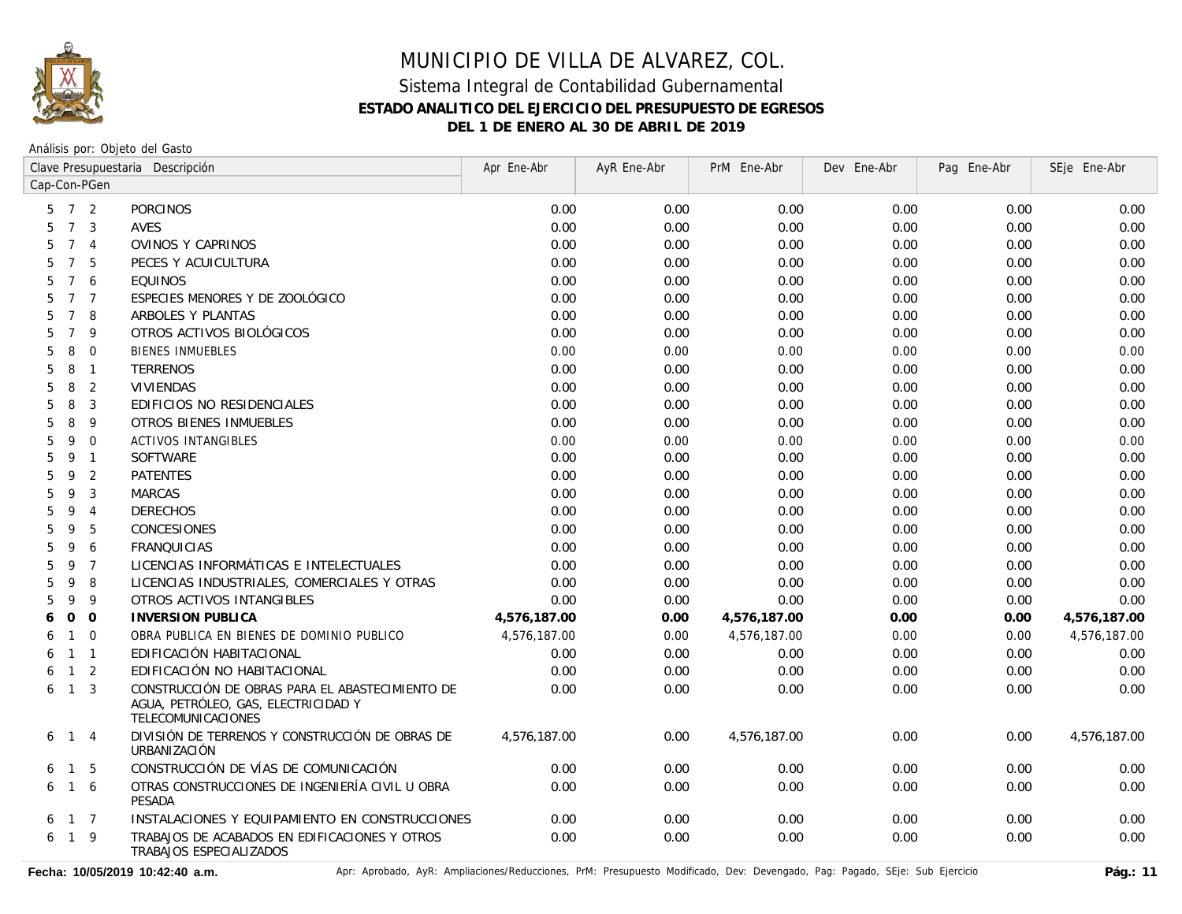# MUNICIPIO DE VILLA DE ALVAREZ, COL.

## Sistema Integral de Contabilidad Gubernamental

### ESTADO ANALITICO DEL EJERCICIO DEL PRESUPUESTO DE EGRESOS

### DEL 1 DE ENERO AL 30 DE ABRIL DE 2019

Análisis por: Objeto del Gasto

| Cap-Con-PGen | Clave Presupuestaria Descripción | Apr Ene-Abr | AyR Ene-Abr | PrM Ene-Abr | Dev Ene-Abr | Pag Ene-Abr | SEje Ene-Abr |
|---|---|---|---|---|---|---|---|
| 5 7 2 | PORCINOS | 0.00 | 0.00 | 0.00 | 0.00 | 0.00 | 0.00 |
| 5 7 3 | AVES | 0.00 | 0.00 | 0.00 | 0.00 | 0.00 | 0.00 |
| 5 7 4 | OVINOS Y CAPRINOS | 0.00 | 0.00 | 0.00 | 0.00 | 0.00 | 0.00 |
| 5 7 5 | PECES Y ACUICULTURA | 0.00 | 0.00 | 0.00 | 0.00 | 0.00 | 0.00 |
| 5 7 6 | EQUINOS | 0.00 | 0.00 | 0.00 | 0.00 | 0.00 | 0.00 |
| 5 7 7 | ESPECIES MENORES Y DE ZOOLÓGICO | 0.00 | 0.00 | 0.00 | 0.00 | 0.00 | 0.00 |
| 5 7 8 | ARBOLES Y PLANTAS | 0.00 | 0.00 | 0.00 | 0.00 | 0.00 | 0.00 |
| 5 7 9 | OTROS ACTIVOS BIOLÓGICOS | 0.00 | 0.00 | 0.00 | 0.00 | 0.00 | 0.00 |
| 5 8 0 | BIENES INMUEBLES | 0.00 | 0.00 | 0.00 | 0.00 | 0.00 | 0.00 |
| 5 8 1 | TERRENOS | 0.00 | 0.00 | 0.00 | 0.00 | 0.00 | 0.00 |
| 5 8 2 | VIVIENDAS | 0.00 | 0.00 | 0.00 | 0.00 | 0.00 | 0.00 |
| 5 8 3 | EDIFICIOS NO RESIDENCIALES | 0.00 | 0.00 | 0.00 | 0.00 | 0.00 | 0.00 |
| 5 8 9 | OTROS BIENES INMUEBLES | 0.00 | 0.00 | 0.00 | 0.00 | 0.00 | 0.00 |
| 5 9 0 | ACTIVOS INTANGIBLES | 0.00 | 0.00 | 0.00 | 0.00 | 0.00 | 0.00 |
| 5 9 1 | SOFTWARE | 0.00 | 0.00 | 0.00 | 0.00 | 0.00 | 0.00 |
| 5 9 2 | PATENTES | 0.00 | 0.00 | 0.00 | 0.00 | 0.00 | 0.00 |
| 5 9 3 | MARCAS | 0.00 | 0.00 | 0.00 | 0.00 | 0.00 | 0.00 |
| 5 9 4 | DERECHOS | 0.00 | 0.00 | 0.00 | 0.00 | 0.00 | 0.00 |
| 5 9 5 | CONCESIONES | 0.00 | 0.00 | 0.00 | 0.00 | 0.00 | 0.00 |
| 5 9 6 | FRANQUICIAS | 0.00 | 0.00 | 0.00 | 0.00 | 0.00 | 0.00 |
| 5 9 7 | LICENCIAS INFORMÁTICAS E INTELECTUALES | 0.00 | 0.00 | 0.00 | 0.00 | 0.00 | 0.00 |
| 5 9 8 | LICENCIAS INDUSTRIALES, COMERCIALES Y OTRAS | 0.00 | 0.00 | 0.00 | 0.00 | 0.00 | 0.00 |
| 5 9 9 | OTROS ACTIVOS INTANGIBLES | 0.00 | 0.00 | 0.00 | 0.00 | 0.00 | 0.00 |
| **6 0 0** | **INVERSION PUBLICA** | **4,576,187.00** | **0.00** | **4,576,187.00** | **0.00** | **0.00** | **4,576,187.00** |
| 6 1 0 | OBRA PUBLICA EN BIENES DE DOMINIO PUBLICO | 4,576,187.00 | 0.00 | 4,576,187.00 | 0.00 | 0.00 | 4,576,187.00 |
| 6 1 1 | EDIFICACIÓN HABITACIONAL | 0.00 | 0.00 | 0.00 | 0.00 | 0.00 | 0.00 |
| 6 1 2 | EDIFICACIÓN NO HABITACIONAL | 0.00 | 0.00 | 0.00 | 0.00 | 0.00 | 0.00 |
| 6 1 3 | CONSTRUCCIÓN DE OBRAS PARA EL ABASTECIMIENTO DE AGUA, PETRÓLEO, GAS, ELECTRICIDAD Y TELECOMUNICACIONES | 0.00 | 0.00 | 0.00 | 0.00 | 0.00 | 0.00 |
| 6 1 4 | DIVISIÓN DE TERRENOS Y CONSTRUCCIÓN DE OBRAS DE URBANIZACIÓN | 4,576,187.00 | 0.00 | 4,576,187.00 | 0.00 | 0.00 | 4,576,187.00 |
| 6 1 5 | CONSTRUCCIÓN DE VÍAS DE COMUNICACIÓN | 0.00 | 0.00 | 0.00 | 0.00 | 0.00 | 0.00 |
| 6 1 6 | OTRAS CONSTRUCCIONES DE INGENIERÍA CIVIL U OBRA PESADA | 0.00 | 0.00 | 0.00 | 0.00 | 0.00 | 0.00 |
| 6 1 7 | INSTALACIONES Y EQUIPAMIENTO EN CONSTRUCCIONES | 0.00 | 0.00 | 0.00 | 0.00 | 0.00 | 0.00 |
| 6 1 9 | TRABAJOS DE ACABADOS EN EDIFICACIONES Y OTROS TRABAJOS ESPECIALIZADOS | 0.00 | 0.00 | 0.00 | 0.00 | 0.00 | 0.00 |

**Fecha: 10/05/2019 10:42:40 a.m.** Apr: Aprobado, AyR: Ampliaciones/Reducciones, PrM: Presupuesto Modificado, Dev: Devengado, Pag: Pagado, SEje: Sub Ejercicio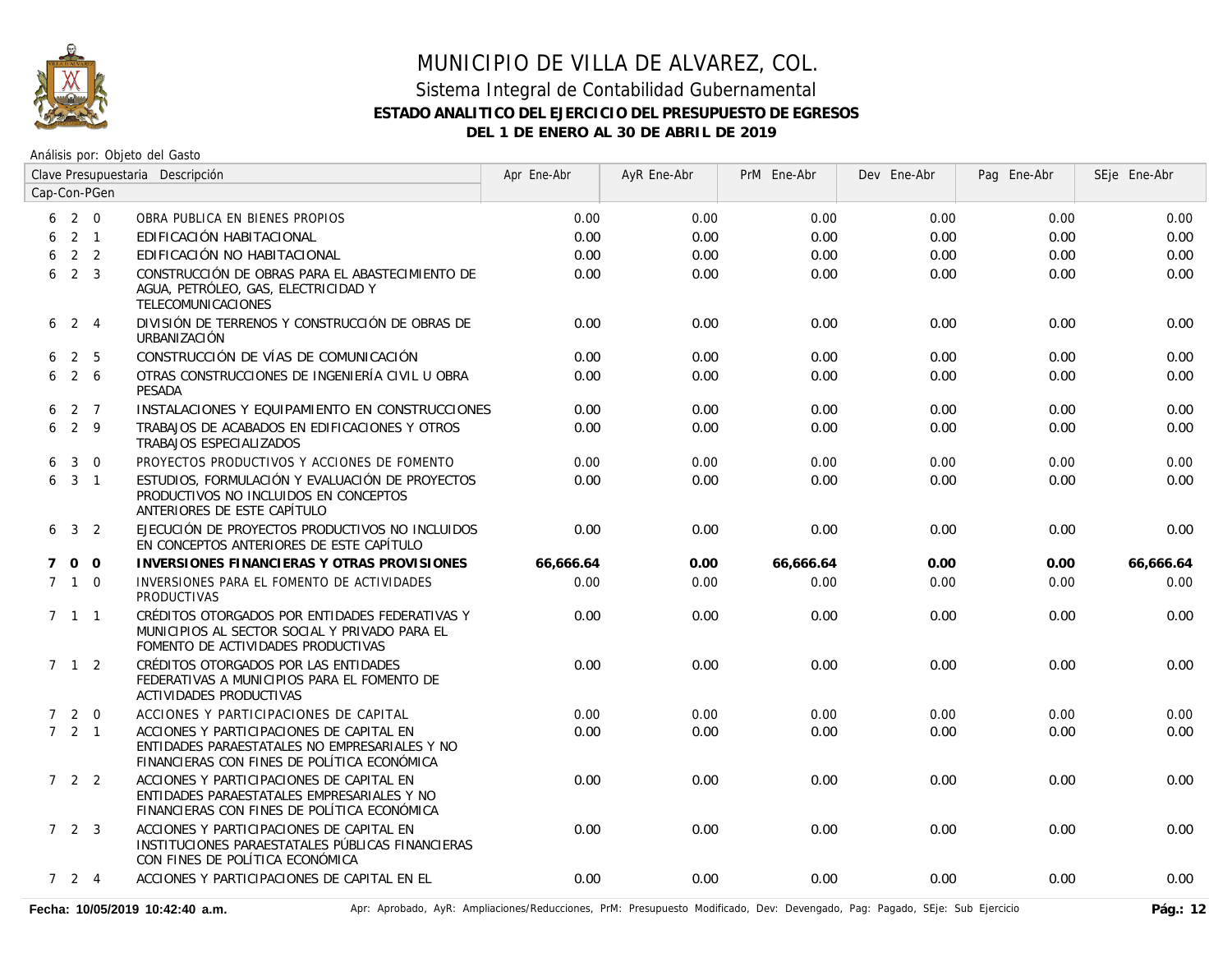# MUNICIPIO DE VILLA DE ALVAREZ, COL.

## Sistema Integral de Contabilidad Gubernamental

### ESTADO ANALITICO DEL EJERCICIO DEL PRESUPUESTO DE EGRESOS

### DEL 1 DE ENERO AL 30 DE ABRIL DE 2019

Análisis por: Objeto del Gasto

| Clave Presupuestaria Cap-Con-PGen | Descripción | Apr Ene-Abr | AyR Ene-Abr | PrM Ene-Abr | Dev Ene-Abr | Pag Ene-Abr | SEje Ene-Abr |
|---|---|---|---|---|---|---|---|
| 6 2 0 | OBRA PUBLICA EN BIENES PROPIOS | 0.00 | 0.00 | 0.00 | 0.00 | 0.00 | 0.00 |
| 6 2 1 | EDIFICACIÓN HABITACIONAL | 0.00 | 0.00 | 0.00 | 0.00 | 0.00 | 0.00 |
| 6 2 2 | EDIFICACIÓN NO HABITACIONAL | 0.00 | 0.00 | 0.00 | 0.00 | 0.00 | 0.00 |
| 6 2 3 | CONSTRUCCIÓN DE OBRAS PARA EL ABASTECIMIENTO DE AGUA, PETRÓLEO, GAS, ELECTRICIDAD Y TELECOMUNICACIONES | 0.00 | 0.00 | 0.00 | 0.00 | 0.00 | 0.00 |
| 6 2 4 | DIVISIÓN DE TERRENOS Y CONSTRUCCIÓN DE OBRAS DE URBANIZACIÓN | 0.00 | 0.00 | 0.00 | 0.00 | 0.00 | 0.00 |
| 6 2 5 | CONSTRUCCIÓN DE VÍAS DE COMUNICACIÓN | 0.00 | 0.00 | 0.00 | 0.00 | 0.00 | 0.00 |
| 6 2 6 | OTRAS CONSTRUCCIONES DE INGENIERÍA CIVIL U OBRA PESADA | 0.00 | 0.00 | 0.00 | 0.00 | 0.00 | 0.00 |
| 6 2 7 | INSTALACIONES Y EQUIPAMIENTO EN CONSTRUCCIONES | 0.00 | 0.00 | 0.00 | 0.00 | 0.00 | 0.00 |
| 6 2 9 | TRABAJOS DE ACABADOS EN EDIFICACIONES Y OTROS TRABAJOS ESPECIALIZADOS | 0.00 | 0.00 | 0.00 | 0.00 | 0.00 | 0.00 |
| 6 3 0 | PROYECTOS PRODUCTIVOS Y ACCIONES DE FOMENTO | 0.00 | 0.00 | 0.00 | 0.00 | 0.00 | 0.00 |
| 6 3 1 | ESTUDIOS, FORMULACIÓN Y EVALUACIÓN DE PROYECTOS PRODUCTIVOS NO INCLUIDOS EN CONCEPTOS ANTERIORES DE ESTE CAPÍTULO | 0.00 | 0.00 | 0.00 | 0.00 | 0.00 | 0.00 |
| 6 3 2 | EJECUCIÓN DE PROYECTOS PRODUCTIVOS NO INCLUIDOS EN CONCEPTOS ANTERIORES DE ESTE CAPÍTULO | 0.00 | 0.00 | 0.00 | 0.00 | 0.00 | 0.00 |
| **7 0 0** | **INVERSIONES FINANCIERAS Y OTRAS PROVISIONES** | **66,666.64** | **0.00** | **66,666.64** | **0.00** | **0.00** | **66,666.64** |
| 7 1 0 | INVERSIONES PARA EL FOMENTO DE ACTIVIDADES PRODUCTIVAS | 0.00 | 0.00 | 0.00 | 0.00 | 0.00 | 0.00 |
| 7 1 1 | CRÉDITOS OTORGADOS POR ENTIDADES FEDERATIVAS Y MUNICIPIOS AL SECTOR SOCIAL Y PRIVADO PARA EL FOMENTO DE ACTIVIDADES PRODUCTIVAS | 0.00 | 0.00 | 0.00 | 0.00 | 0.00 | 0.00 |
| 7 1 2 | CRÉDITOS OTORGADOS POR LAS ENTIDADES FEDERATIVAS A MUNICIPIOS PARA EL FOMENTO DE ACTIVIDADES PRODUCTIVAS | 0.00 | 0.00 | 0.00 | 0.00 | 0.00 | 0.00 |
| 7 2 0 | ACCIONES Y PARTICIPACIONES DE CAPITAL | 0.00 | 0.00 | 0.00 | 0.00 | 0.00 | 0.00 |
| 7 2 1 | ACCIONES Y PARTICIPACIONES DE CAPITAL EN ENTIDADES PARAESTATALES NO EMPRESARIALES Y NO FINANCIERAS CON FINES DE POLÍTICA ECONÓMICA | 0.00 | 0.00 | 0.00 | 0.00 | 0.00 | 0.00 |
| 7 2 2 | ACCIONES Y PARTICIPACIONES DE CAPITAL EN ENTIDADES PARAESTATALES EMPRESARIALES Y NO FINANCIERAS CON FINES DE POLÍTICA ECONÓMICA | 0.00 | 0.00 | 0.00 | 0.00 | 0.00 | 0.00 |
| 7 2 3 | ACCIONES Y PARTICIPACIONES DE CAPITAL EN INSTITUCIONES PARAESTATALES PÚBLICAS FINANCIERAS CON FINES DE POLÍTICA ECONÓMICA | 0.00 | 0.00 | 0.00 | 0.00 | 0.00 | 0.00 |
| 7 2 4 | ACCIONES Y PARTICIPACIONES DE CAPITAL EN EL | 0.00 | 0.00 | 0.00 | 0.00 | 0.00 | 0.00 |

Fecha: 10/05/2019 10:42:40 a.m.

Apr: Aprobado, AyR: Ampliaciones/Reducciones, PrM: Presupuesto Modificado, Dev: Devengado, Pag: Pagado, SEje: Sub Ejercicio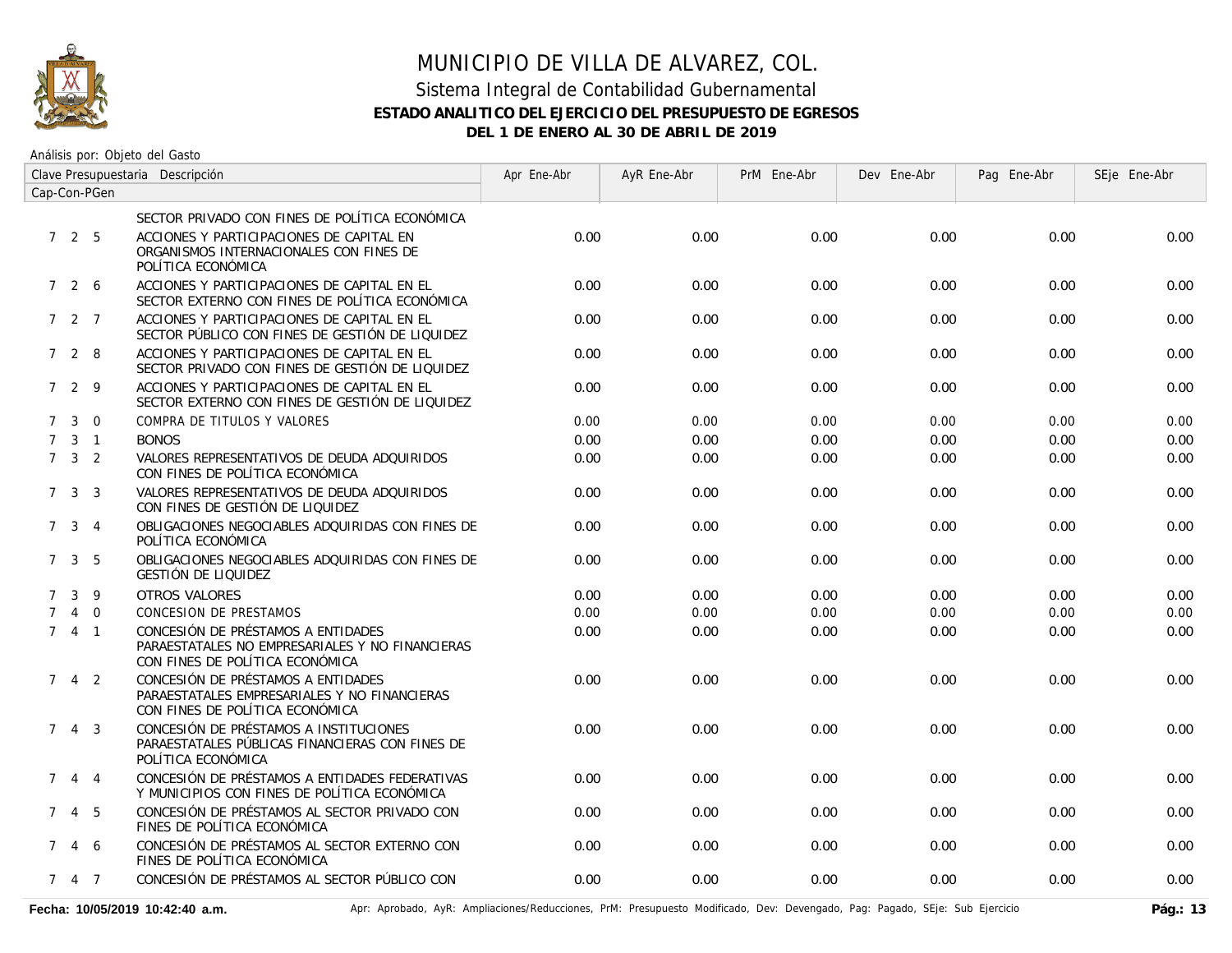# MUNICIPIO DE VILLA DE ALVAREZ, COL.

## Sistema Integral de Contabilidad Gubernamental

### ESTADO ANALITICO DEL EJERCICIO DEL PRESUPUESTO DE EGRESOS

### DEL 1 DE ENERO AL 30 DE ABRIL DE 2019

Análisis por: Objeto del Gasto

| Clave Presupuestaria Cap-Con-PGen | Descripción | Apr Ene-Abr | AyR Ene-Abr | PrM Ene-Abr | Dev Ene-Abr | Pag Ene-Abr | SEje Ene-Abr |
|---|---|---|---|---|---|---|---|
| | SECTOR PRIVADO CON FINES DE POLÍTICA ECONÓMICA | | | | | | |
| 7 2 5 | ACCIONES Y PARTICIPACIONES DE CAPITAL EN ORGANISMOS INTERNACIONALES CON FINES DE POLÍTICA ECONÓMICA | 0.00 | 0.00 | 0.00 | 0.00 | 0.00 | 0.00 |
| 7 2 6 | ACCIONES Y PARTICIPACIONES DE CAPITAL EN EL SECTOR EXTERNO CON FINES DE POLÍTICA ECONÓMICA | 0.00 | 0.00 | 0.00 | 0.00 | 0.00 | 0.00 |
| 7 2 7 | ACCIONES Y PARTICIPACIONES DE CAPITAL EN EL SECTOR PÚBLICO CON FINES DE GESTIÓN DE LIQUIDEZ | 0.00 | 0.00 | 0.00 | 0.00 | 0.00 | 0.00 |
| 7 2 8 | ACCIONES Y PARTICIPACIONES DE CAPITAL EN EL SECTOR PRIVADO CON FINES DE GESTIÓN DE LIQUIDEZ | 0.00 | 0.00 | 0.00 | 0.00 | 0.00 | 0.00 |
| 7 2 9 | ACCIONES Y PARTICIPACIONES DE CAPITAL EN EL SECTOR EXTERNO CON FINES DE GESTIÓN DE LIQUIDEZ | 0.00 | 0.00 | 0.00 | 0.00 | 0.00 | 0.00 |
| 7 3 0 | COMPRA DE TITULOS Y VALORES | 0.00 | 0.00 | 0.00 | 0.00 | 0.00 | 0.00 |
| 7 3 1 | BONOS | 0.00 | 0.00 | 0.00 | 0.00 | 0.00 | 0.00 |
| 7 3 2 | VALORES REPRESENTATIVOS DE DEUDA ADQUIRIDOS CON FINES DE POLÍTICA ECONÓMICA | 0.00 | 0.00 | 0.00 | 0.00 | 0.00 | 0.00 |
| 7 3 3 | VALORES REPRESENTATIVOS DE DEUDA ADQUIRIDOS CON FINES DE GESTIÓN DE LIQUIDEZ | 0.00 | 0.00 | 0.00 | 0.00 | 0.00 | 0.00 |
| 7 3 4 | OBLIGACIONES NEGOCIABLES ADQUIRIDAS CON FINES DE POLÍTICA ECONÓMICA | 0.00 | 0.00 | 0.00 | 0.00 | 0.00 | 0.00 |
| 7 3 5 | OBLIGACIONES NEGOCIABLES ADQUIRIDAS CON FINES DE GESTIÓN DE LIQUIDEZ | 0.00 | 0.00 | 0.00 | 0.00 | 0.00 | 0.00 |
| 7 3 9 | OTROS VALORES | 0.00 | 0.00 | 0.00 | 0.00 | 0.00 | 0.00 |
| 7 4 0 | CONCESION DE PRESTAMOS | 0.00 | 0.00 | 0.00 | 0.00 | 0.00 | 0.00 |
| 7 4 1 | CONCESIÓN DE PRÉSTAMOS A ENTIDADES PARAESTATALES NO EMPRESARIALES Y NO FINANCIERAS CON FINES DE POLÍTICA ECONÓMICA | 0.00 | 0.00 | 0.00 | 0.00 | 0.00 | 0.00 |
| 7 4 2 | CONCESIÓN DE PRÉSTAMOS A ENTIDADES PARAESTATALES EMPRESARIALES Y NO FINANCIERAS CON FINES DE POLÍTICA ECONÓMICA | 0.00 | 0.00 | 0.00 | 0.00 | 0.00 | 0.00 |
| 7 4 3 | CONCESIÓN DE PRÉSTAMOS A INSTITUCIONES PARAESTATALES PÚBLICAS FINANCIERAS CON FINES DE POLÍTICA ECONÓMICA | 0.00 | 0.00 | 0.00 | 0.00 | 0.00 | 0.00 |
| 7 4 4 | CONCESIÓN DE PRÉSTAMOS A ENTIDADES FEDERATIVAS Y MUNICIPIOS CON FINES DE POLÍTICA ECONÓMICA | 0.00 | 0.00 | 0.00 | 0.00 | 0.00 | 0.00 |
| 7 4 5 | CONCESIÓN DE PRÉSTAMOS AL SECTOR PRIVADO CON FINES DE POLÍTICA ECONÓMICA | 0.00 | 0.00 | 0.00 | 0.00 | 0.00 | 0.00 |
| 7 4 6 | CONCESIÓN DE PRÉSTAMOS AL SECTOR EXTERNO CON FINES DE POLÍTICA ECONÓMICA | 0.00 | 0.00 | 0.00 | 0.00 | 0.00 | 0.00 |
| 7 4 7 | CONCESIÓN DE PRÉSTAMOS AL SECTOR PÚBLICO CON | 0.00 | 0.00 | 0.00 | 0.00 | 0.00 | 0.00 |

**Fecha: 10/05/2019 10:42:40 a.m.** Apr: Aprobado, AyR: Ampliaciones/Reducciones, PrM: Presupuesto Modificado, Dev: Devengado, Pag: Pagado, SEje: Sub Ejercicio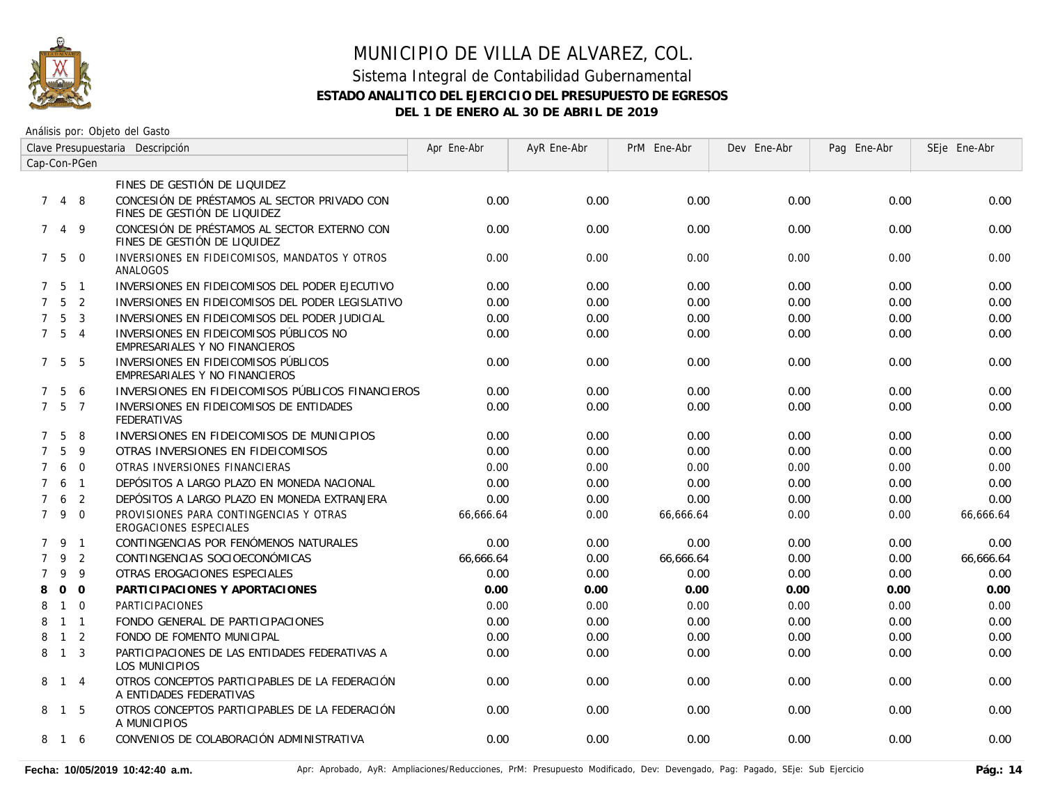# MUNICIPIO DE VILLA DE ALVAREZ, COL.

## Sistema Integral de Contabilidad Gubernamental

### ESTADO ANALITICO DEL EJERCICIO DEL PRESUPUESTO DE EGRESOS

### DEL 1 DE ENERO AL 30 DE ABRIL DE 2019

Análisis por: Objeto del Gasto

| Clave Presupuestaria Cap-Con-PGen | Descripción | Apr Ene-Abr | AyR Ene-Abr | PrM Ene-Abr | Dev Ene-Abr | Pag Ene-Abr | SEje Ene-Abr |
|---|---|---|---|---|---|---|---|
| | FINES DE GESTIÓN DE LIQUIDEZ | | | | | | |
| 7 4 8 | CONCESIÓN DE PRÉSTAMOS AL SECTOR PRIVADO CON FINES DE GESTIÓN DE LIQUIDEZ | 0.00 | 0.00 | 0.00 | 0.00 | 0.00 | 0.00 |
| 7 4 9 | CONCESIÓN DE PRÉSTAMOS AL SECTOR EXTERNO CON FINES DE GESTIÓN DE LIQUIDEZ | 0.00 | 0.00 | 0.00 | 0.00 | 0.00 | 0.00 |
| 7 5 0 | INVERSIONES EN FIDEICOMISOS, MANDATOS Y OTROS ANALOGOS | 0.00 | 0.00 | 0.00 | 0.00 | 0.00 | 0.00 |
| 7 5 1 | INVERSIONES EN FIDEICOMISOS DEL PODER EJECUTIVO | 0.00 | 0.00 | 0.00 | 0.00 | 0.00 | 0.00 |
| 7 5 2 | INVERSIONES EN FIDEICOMISOS DEL PODER LEGISLATIVO | 0.00 | 0.00 | 0.00 | 0.00 | 0.00 | 0.00 |
| 7 5 3 | INVERSIONES EN FIDEICOMISOS DEL PODER JUDICIAL | 0.00 | 0.00 | 0.00 | 0.00 | 0.00 | 0.00 |
| 7 5 4 | INVERSIONES EN FIDEICOMISOS PÚBLICOS NO EMPRESARIALES Y NO FINANCIEROS | 0.00 | 0.00 | 0.00 | 0.00 | 0.00 | 0.00 |
| 7 5 5 | INVERSIONES EN FIDEICOMISOS PÚBLICOS EMPRESARIALES Y NO FINANCIEROS | 0.00 | 0.00 | 0.00 | 0.00 | 0.00 | 0.00 |
| 7 5 6 | INVERSIONES EN FIDEICOMISOS PÚBLICOS FINANCIEROS | 0.00 | 0.00 | 0.00 | 0.00 | 0.00 | 0.00 |
| 7 5 7 | INVERSIONES EN FIDEICOMISOS DE ENTIDADES FEDERATIVAS | 0.00 | 0.00 | 0.00 | 0.00 | 0.00 | 0.00 |
| 7 5 8 | INVERSIONES EN FIDEICOMISOS DE MUNICIPIOS | 0.00 | 0.00 | 0.00 | 0.00 | 0.00 | 0.00 |
| 7 5 9 | OTRAS INVERSIONES EN FIDEICOMISOS | 0.00 | 0.00 | 0.00 | 0.00 | 0.00 | 0.00 |
| 7 6 0 | OTRAS INVERSIONES FINANCIERAS | 0.00 | 0.00 | 0.00 | 0.00 | 0.00 | 0.00 |
| 7 6 1 | DEPÓSITOS A LARGO PLAZO EN MONEDA NACIONAL | 0.00 | 0.00 | 0.00 | 0.00 | 0.00 | 0.00 |
| 7 6 2 | DEPÓSITOS A LARGO PLAZO EN MONEDA EXTRANJERA | 0.00 | 0.00 | 0.00 | 0.00 | 0.00 | 0.00 |
| 7 9 0 | PROVISIONES PARA CONTINGENCIAS Y OTRAS EROGACIONES ESPECIALES | 66,666.64 | 0.00 | 66,666.64 | 0.00 | 0.00 | 66,666.64 |
| 7 9 1 | CONTINGENCIAS POR FENÓMENOS NATURALES | 0.00 | 0.00 | 0.00 | 0.00 | 0.00 | 0.00 |
| 7 9 2 | CONTINGENCIAS SOCIOECONÓMICAS | 66,666.64 | 0.00 | 66,666.64 | 0.00 | 0.00 | 66,666.64 |
| 7 9 9 | OTRAS EROGACIONES ESPECIALES | 0.00 | 0.00 | 0.00 | 0.00 | 0.00 | 0.00 |
| **8 0 0** | **PARTICIPACIONES Y APORTACIONES** | **0.00** | **0.00** | **0.00** | **0.00** | **0.00** | **0.00** |
| 8 1 0 | PARTICIPACIONES | 0.00 | 0.00 | 0.00 | 0.00 | 0.00 | 0.00 |
| 8 1 1 | FONDO GENERAL DE PARTICIPACIONES | 0.00 | 0.00 | 0.00 | 0.00 | 0.00 | 0.00 |
| 8 1 2 | FONDO DE FOMENTO MUNICIPAL | 0.00 | 0.00 | 0.00 | 0.00 | 0.00 | 0.00 |
| 8 1 3 | PARTICIPACIONES DE LAS ENTIDADES FEDERATIVAS A LOS MUNICIPIOS | 0.00 | 0.00 | 0.00 | 0.00 | 0.00 | 0.00 |
| 8 1 4 | OTROS CONCEPTOS PARTICIPABLES DE LA FEDERACIÓN A ENTIDADES FEDERATIVAS | 0.00 | 0.00 | 0.00 | 0.00 | 0.00 | 0.00 |
| 8 1 5 | OTROS CONCEPTOS PARTICIPABLES DE LA FEDERACIÓN A MUNICIPIOS | 0.00 | 0.00 | 0.00 | 0.00 | 0.00 | 0.00 |
| 8 1 6 | CONVENIOS DE COLABORACIÓN ADMINISTRATIVA | 0.00 | 0.00 | 0.00 | 0.00 | 0.00 | 0.00 |

**Fecha: 10/05/2019 10:42:40 a.m.** Apr: Aprobado, AyR: Ampliaciones/Reducciones, PrM: Presupuesto Modificado, Dev: Devengado, Pag: Pagado, SEje: Sub Ejercicio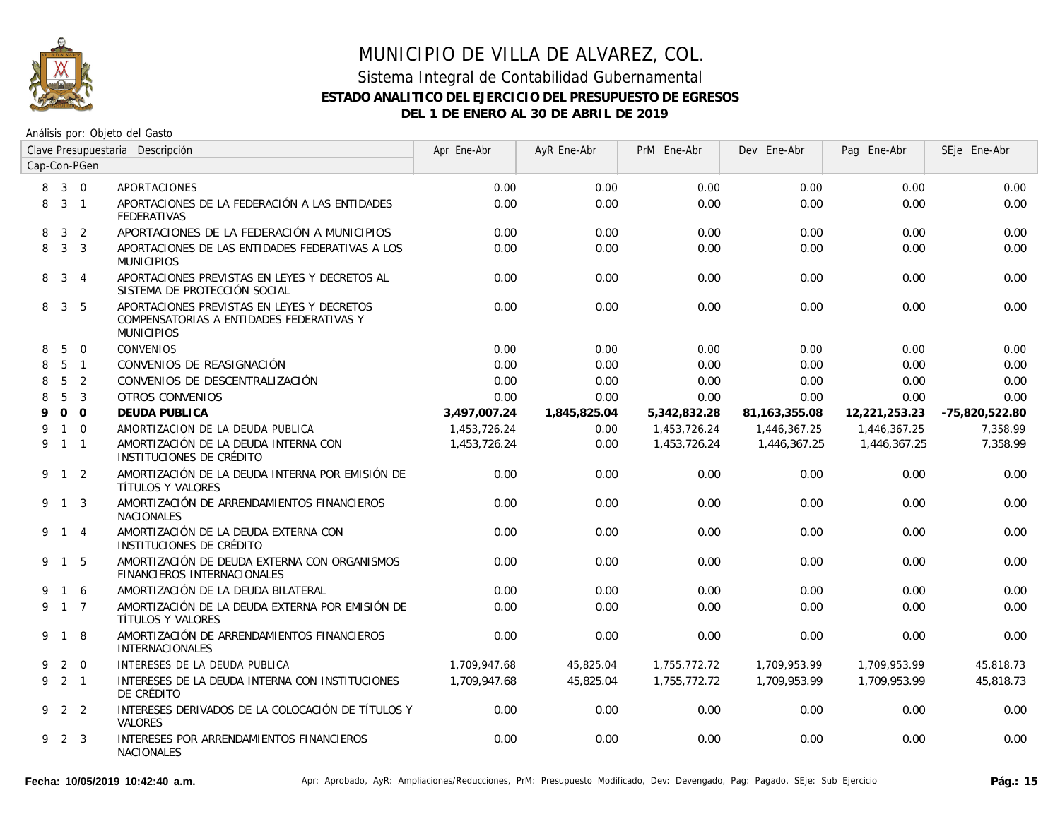# MUNICIPIO DE VILLA DE ALVAREZ, COL.

## Sistema Integral de Contabilidad Gubernamental

### ESTADO ANALITICO DEL EJERCICIO DEL PRESUPUESTO DE EGRESOS

### DEL 1 DE ENERO AL 30 DE ABRIL DE 2019

Análisis por: Objeto del Gasto

| Clave Presupuestaria Cap-Con-PGen | | | Descripción | Apr Ene-Abr | AyR Ene-Abr | PrM Ene-Abr | Dev Ene-Abr | Pag Ene-Abr | SEje Ene-Abr |
|---|---|---|---|---|---|---|---|---|---|
| 8 | 3 | 0 | APORTACIONES | 0.00 | 0.00 | 0.00 | 0.00 | 0.00 | 0.00 |
| 8 | 3 | 1 | APORTACIONES DE LA FEDERACIÓN A LAS ENTIDADES FEDERATIVAS | 0.00 | 0.00 | 0.00 | 0.00 | 0.00 | 0.00 |
| 8 | 3 | 2 | APORTACIONES DE LA FEDERACIÓN A MUNICIPIOS | 0.00 | 0.00 | 0.00 | 0.00 | 0.00 | 0.00 |
| 8 | 3 | 3 | APORTACIONES DE LAS ENTIDADES FEDERATIVAS A LOS MUNICIPIOS | 0.00 | 0.00 | 0.00 | 0.00 | 0.00 | 0.00 |
| 8 | 3 | 4 | APORTACIONES PREVISTAS EN LEYES Y DECRETOS AL SISTEMA DE PROTECCIÓN SOCIAL | 0.00 | 0.00 | 0.00 | 0.00 | 0.00 | 0.00 |
| 8 | 3 | 5 | APORTACIONES PREVISTAS EN LEYES Y DECRETOS COMPENSATORIAS A ENTIDADES FEDERATIVAS Y MUNICIPIOS | 0.00 | 0.00 | 0.00 | 0.00 | 0.00 | 0.00 |
| 8 | 5 | 0 | CONVENIOS | 0.00 | 0.00 | 0.00 | 0.00 | 0.00 | 0.00 |
| 8 | 5 | 1 | CONVENIOS DE REASIGNACIÓN | 0.00 | 0.00 | 0.00 | 0.00 | 0.00 | 0.00 |
| 8 | 5 | 2 | CONVENIOS DE DESCENTRALIZACIÓN | 0.00 | 0.00 | 0.00 | 0.00 | 0.00 | 0.00 |
| 8 | 5 | 3 | OTROS CONVENIOS | 0.00 | 0.00 | 0.00 | 0.00 | 0.00 | 0.00 |
| **9** | **0** | **0** | **DEUDA PUBLICA** | **3,497,007.24** | **1,845,825.04** | **5,342,832.28** | **81,163,355.08** | **12,221,253.23** | **-75,820,522.80** |
| 9 | 1 | 0 | AMORTIZACION DE LA DEUDA PUBLICA | 1,453,726.24 | 0.00 | 1,453,726.24 | 1,446,367.25 | 1,446,367.25 | 7,358.99 |
| 9 | 1 | 1 | AMORTIZACIÓN DE LA DEUDA INTERNA CON INSTITUCIONES DE CRÉDITO | 1,453,726.24 | 0.00 | 1,453,726.24 | 1,446,367.25 | 1,446,367.25 | 7,358.99 |
| 9 | 1 | 2 | AMORTIZACIÓN DE LA DEUDA INTERNA POR EMISIÓN DE TÍTULOS Y VALORES | 0.00 | 0.00 | 0.00 | 0.00 | 0.00 | 0.00 |
| 9 | 1 | 3 | AMORTIZACIÓN DE ARRENDAMIENTOS FINANCIEROS NACIONALES | 0.00 | 0.00 | 0.00 | 0.00 | 0.00 | 0.00 |
| 9 | 1 | 4 | AMORTIZACIÓN DE LA DEUDA EXTERNA CON INSTITUCIONES DE CRÉDITO | 0.00 | 0.00 | 0.00 | 0.00 | 0.00 | 0.00 |
| 9 | 1 | 5 | AMORTIZACIÓN DE DEUDA EXTERNA CON ORGANISMOS FINANCIEROS INTERNACIONALES | 0.00 | 0.00 | 0.00 | 0.00 | 0.00 | 0.00 |
| 9 | 1 | 6 | AMORTIZACIÓN DE LA DEUDA BILATERAL | 0.00 | 0.00 | 0.00 | 0.00 | 0.00 | 0.00 |
| 9 | 1 | 7 | AMORTIZACIÓN DE LA DEUDA EXTERNA POR EMISIÓN DE TÍTULOS Y VALORES | 0.00 | 0.00 | 0.00 | 0.00 | 0.00 | 0.00 |
| 9 | 1 | 8 | AMORTIZACIÓN DE ARRENDAMIENTOS FINANCIEROS INTERNACIONALES | 0.00 | 0.00 | 0.00 | 0.00 | 0.00 | 0.00 |
| 9 | 2 | 0 | INTERESES DE LA DEUDA PUBLICA | 1,709,947.68 | 45,825.04 | 1,755,772.72 | 1,709,953.99 | 1,709,953.99 | 45,818.73 |
| 9 | 2 | 1 | INTERESES DE LA DEUDA INTERNA CON INSTITUCIONES DE CRÉDITO | 1,709,947.68 | 45,825.04 | 1,755,772.72 | 1,709,953.99 | 1,709,953.99 | 45,818.73 |
| 9 | 2 | 2 | INTERESES DERIVADOS DE LA COLOCACIÓN DE TÍTULOS Y VALORES | 0.00 | 0.00 | 0.00 | 0.00 | 0.00 | 0.00 |
| 9 | 2 | 3 | INTERESES POR ARRENDAMIENTOS FINANCIEROS NACIONALES | 0.00 | 0.00 | 0.00 | 0.00 | 0.00 | 0.00 |

Fecha: 10/05/2019 10:42:40 a.m. Apr: Aprobado, AyR: Ampliaciones/Reducciones, PrM: Presupuesto Modificado, Dev: Devengado, Pag: Pagado, SEje: Sub Ejercicio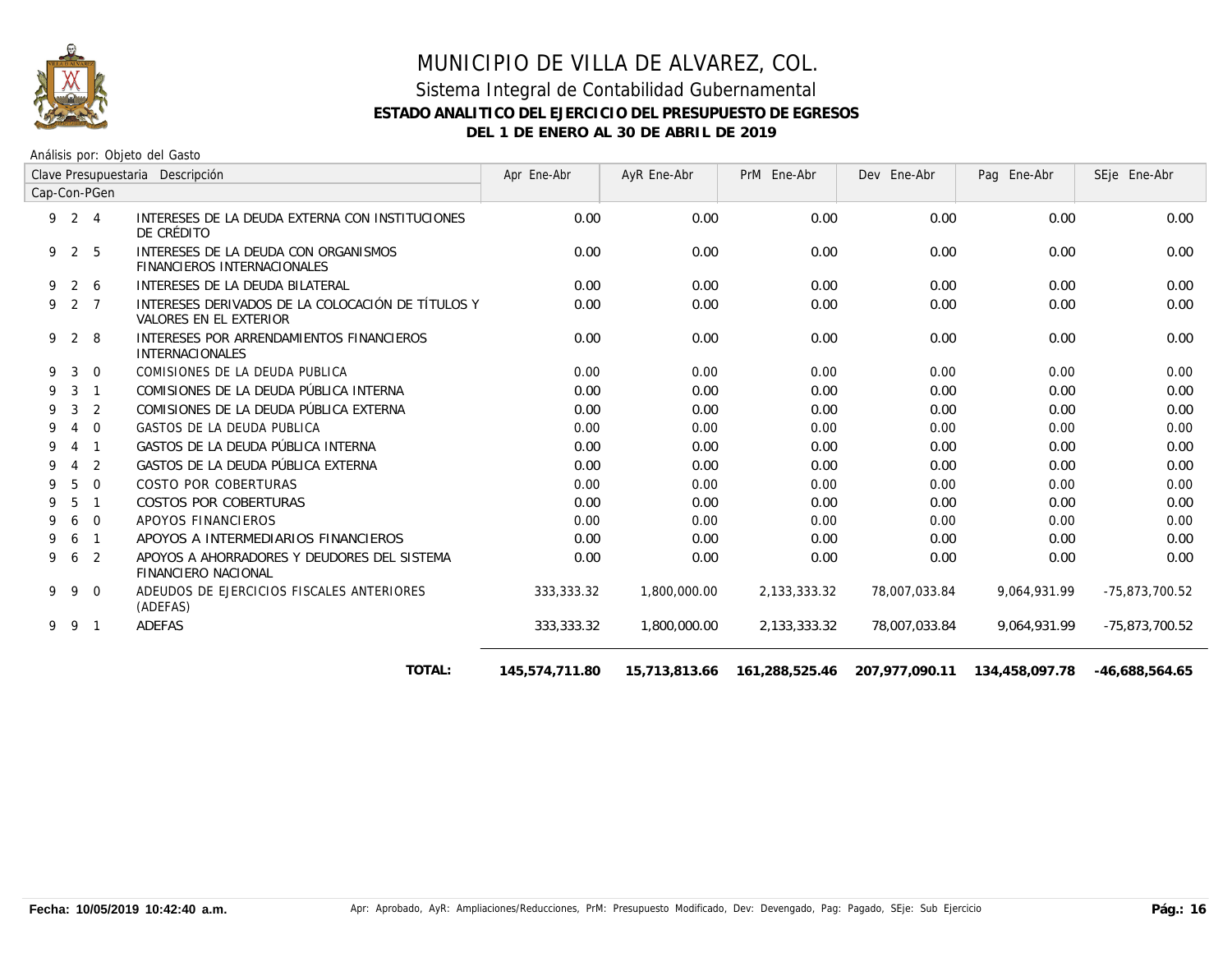# MUNICIPIO DE VILLA DE ALVAREZ, COL.

## Sistema Integral de Contabilidad Gubernamental

### ESTADO ANALITICO DEL EJERCICIO DEL PRESUPUESTO DE EGRESOS

### DEL 1 DE ENERO AL 30 DE ABRIL DE 2019

Análisis por: Objeto del Gasto

| Clave Presupuestaria Cap-Con-PGen | Descripción | Apr Ene-Abr | AyR Ene-Abr | PrM Ene-Abr | Dev Ene-Abr | Pag Ene-Abr | SEje Ene-Abr |
|---|---|---|---|---|---|---|---|
| 9 2 4 | INTERESES DE LA DEUDA EXTERNA CON INSTITUCIONES DE CRÉDITO | 0.00 | 0.00 | 0.00 | 0.00 | 0.00 | 0.00 |
| 9 2 5 | INTERESES DE LA DEUDA CON ORGANISMOS FINANCIEROS INTERNACIONALES | 0.00 | 0.00 | 0.00 | 0.00 | 0.00 | 0.00 |
| 9 2 6 | INTERESES DE LA DEUDA BILATERAL | 0.00 | 0.00 | 0.00 | 0.00 | 0.00 | 0.00 |
| 9 2 7 | INTERESES DERIVADOS DE LA COLOCACIÓN DE TÍTULOS Y VALORES EN EL EXTERIOR | 0.00 | 0.00 | 0.00 | 0.00 | 0.00 | 0.00 |
| 9 2 8 | INTERESES POR ARRENDAMIENTOS FINANCIEROS INTERNACIONALES | 0.00 | 0.00 | 0.00 | 0.00 | 0.00 | 0.00 |
| 9 3 0 | COMISIONES DE LA DEUDA PUBLICA | 0.00 | 0.00 | 0.00 | 0.00 | 0.00 | 0.00 |
| 9 3 1 | COMISIONES DE LA DEUDA PÚBLICA INTERNA | 0.00 | 0.00 | 0.00 | 0.00 | 0.00 | 0.00 |
| 9 3 2 | COMISIONES DE LA DEUDA PÚBLICA EXTERNA | 0.00 | 0.00 | 0.00 | 0.00 | 0.00 | 0.00 |
| 9 4 0 | GASTOS DE LA DEUDA PUBLICA | 0.00 | 0.00 | 0.00 | 0.00 | 0.00 | 0.00 |
| 9 4 1 | GASTOS DE LA DEUDA PÚBLICA INTERNA | 0.00 | 0.00 | 0.00 | 0.00 | 0.00 | 0.00 |
| 9 4 2 | GASTOS DE LA DEUDA PÚBLICA EXTERNA | 0.00 | 0.00 | 0.00 | 0.00 | 0.00 | 0.00 |
| 9 5 0 | COSTO POR COBERTURAS | 0.00 | 0.00 | 0.00 | 0.00 | 0.00 | 0.00 |
| 9 5 1 | COSTOS POR COBERTURAS | 0.00 | 0.00 | 0.00 | 0.00 | 0.00 | 0.00 |
| 9 6 0 | APOYOS FINANCIEROS | 0.00 | 0.00 | 0.00 | 0.00 | 0.00 | 0.00 |
| 9 6 1 | APOYOS A INTERMEDIARIOS FINANCIEROS | 0.00 | 0.00 | 0.00 | 0.00 | 0.00 | 0.00 |
| 9 6 2 | APOYOS A AHORRADORES Y DEUDORES DEL SISTEMA FINANCIERO NACIONAL | 0.00 | 0.00 | 0.00 | 0.00 | 0.00 | 0.00 |
| 9 9 0 | ADEUDOS DE EJERCICIOS FISCALES ANTERIORES (ADEFAS) | 333,333.32 | 1,800,000.00 | 2,133,333.32 | 78,007,033.84 | 9,064,931.99 | -75,873,700.52 |
| 9 9 1 | ADEFAS | 333,333.32 | 1,800,000.00 | 2,133,333.32 | 78,007,033.84 | 9,064,931.99 | -75,873,700.52 |
| | **TOTAL:** | **145,574,711.80** | **15,713,813.66** | **161,288,525.46** | **207,977,090.11** | **134,458,097.78** | **-46,688,564.65** |

**Fecha: 10/05/2019 10:42:40 a.m.** Apr: Aprobado, AyR: Ampliaciones/Reducciones, PrM: Presupuesto Modificado, Dev: Devengado, Pag: Pagado, SEje: Sub Ejercicio